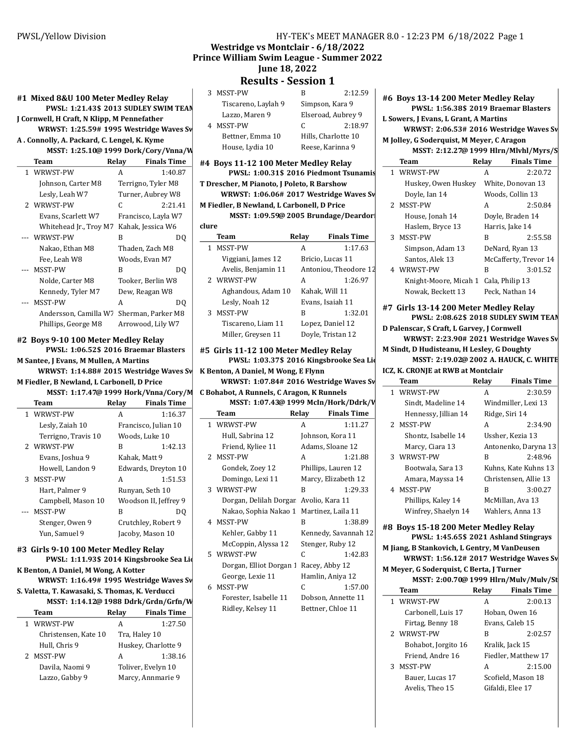# Westridge vs Montclair - 6/18/2022

## Prince William Swim League - Summer 2022

## June 18, 2022

## Results - Session 1

### #1 Mixed 8&U 100 Meter Medley Relay

**PWSL: 1:21.43$ 2013 SUDLEY SWIM TEAM**
**J Cornwell, H Craft, N Klipp, M Pennefather**
**WRWST: 1:25.59# 1995 Westridge Waves Sw**
**A . Connolly, A. Packard, C. Lengel, K. Kyme**
**MSST: 1:25.10@ 1999 Dork/Cory/Vnna/W**

| | Team | Relay | Finals Time |
|---|---|---|---|
| 1 | WRWST-PW | A | 1:40.87 |
| | Johnson, Carter M8 | Terrigno, Tyler M8 | |
| | Lesly, Leah W7 | Turner, Aubrey W8 | |
| 2 | WRWST-PW | C | 2:21.41 |
| | Evans, Scarlett W7 | Francisco, Layla W7 | |
| | Whitehead Jr., Troy M7 | Kahak, Jessica W6 | |
| --- | WRWST-PW | B | DQ |
| | Nakao, Ethan M8 | Thaden, Zach M8 | |
| | Fee, Leah W8 | Woods, Evan M7 | |
| --- | MSST-PW | B | DQ |
| | Nolde, Carter M8 | Tooker, Berlin W8 | |
| | Kennedy, Tyler M7 | Dew, Reagan W8 | |
| --- | MSST-PW | A | DQ |
| | Andersson, Camilla W7 | Sherman, Parker M8 | |
| | Phillips, George M8 | Arrowood, Lily W7 | |

### #2 Boys 9-10 100 Meter Medley Relay

**PWSL: 1:06.52$ 2016 Braemar Blasters**
**M Santee, J Evans, M Mullen, A Martins**
**WRWST: 1:14.88# 2015 Westridge Waves Sw**
**M Fiedler, B Newland, L Carbonell, D Price**
**MSST: 1:17.47@ 1999 Hork/Vnna/Cory/M**

| | Team | Relay | Finals Time |
|---|---|---|---|
| 1 | WRWST-PW | A | 1:16.37 |
| | Lesly, Zaiah 10 | Francisco, Julian 10 | |
| | Terrigno, Travis 10 | Woods, Luke 10 | |
| 2 | WRWST-PW | B | 1:42.13 |
| | Evans, Joshua 9 | Kahak, Matt 9 | |
| | Howell, Landon 9 | Edwards, Dreyton 10 | |
| 3 | MSST-PW | A | 1:51.53 |
| | Hart, Palmer 9 | Runyan, Seth 10 | |
| | Campbell, Mason 10 | Woodson II, Jeffrey 9 | |
| --- | MSST-PW | B | DQ |
| | Stenger, Owen 9 | Crutchley, Robert 9 | |
| | Yun, Samuel 9 | Jacoby, Mason 10 | |

### #3 Girls 9-10 100 Meter Medley Relay

**PWSL: 1:11.93$ 2014 Kingsbrooke Sea Lio**
**K Benton, A Daniel, M Wong, A Kotter**
**WRWST: 1:16.49# 1995 Westridge Waves Sw**
**S. Valetta, T. Kawasaki, S. Thomas, K. Verducci**
**MSST: 1:14.12@ 1988 Ddrk/Grdn/Grfn/W**

| | Team | Relay | Finals Time |
|---|---|---|---|
| 1 | WRWST-PW | A | 1:27.50 |
| | Christensen, Kate 10 | Tra, Haley 10 | |
| | Hull, Chris 9 | Huskey, Charlotte 9 | |
| 2 | MSST-PW | A | 1:38.16 |
| | Davila, Naomi 9 | Toliver, Evelyn 10 | |
| | Lazzo, Gabby 9 | Marcy, Annmarie 9 | |
| 3 | MSST-PW | B | 2:12.59 |
| | Tiscareno, Laylah 9 | Simpson, Kara 9 | |
| | Lazzo, Maren 9 | Elseroad, Aubrey 9 | |
| 4 | MSST-PW | C | 2:18.97 |
| | Bettner, Emma 10 | Hills, Charlotte 10 | |
| | House, Lydia 10 | Reese, Karinna 9 | |

### #4 Boys 11-12 100 Meter Medley Relay

**PWSL: 1:00.31$ 2016 Piedmont Tsunamis**
**T Drescher, M Pianoto, J Poleto, R Barshow**
**WRWST: 1:06.06# 2017 Westridge Waves Sw**
**M Fiedler, B Newland, L Carbonell, D Price**
**MSST: 1:09.59@ 2005 Brundage/Deardorf clure**

| | Team | Relay | Finals Time |
|---|---|---|---|
| 1 | MSST-PW | A | 1:17.63 |
| | Viggiani, James 12 | Bricio, Lucas 11 | |
| | Avelis, Benjamin 11 | Antoniou, Theodore 12 | |
| 2 | WRWST-PW | A | 1:26.97 |
| | Aghandous, Adam 10 | Kahak, Will 11 | |
| | Lesly, Noah 12 | Evans, Isaiah 11 | |
| 3 | MSST-PW | B | 1:32.01 |
| | Tiscareno, Liam 11 | Lopez, Daniel 12 | |
| | Miller, Greysen 11 | Doyle, Tristan 12 | |

### #5 Girls 11-12 100 Meter Medley Relay

**PWSL: 1:03.37$ 2016 Kingsbrooke Sea Lio**
**K Benton, A Daniel, M Wong, E Flynn**
**WRWST: 1:07.84# 2016 Westridge Waves Sw**
**C Bohabot, A Runnels, C Aragon, K Runnels**
**MSST: 1:07.43@ 1999 McIn/Hork/Ddrk/W**

| | Team | Relay | Finals Time |
|---|---|---|---|
| 1 | WRWST-PW | A | 1:11.27 |
| | Hull, Sabrina 12 | Johnson, Kora 11 | |
| | Friend, Kyliee 11 | Adams, Sloane 12 | |
| 2 | MSST-PW | A | 1:21.88 |
| | Gondek, Zoey 12 | Phillips, Lauren 12 | |
| | Domingo, Lexi 11 | Marcy, Elizabeth 12 | |
| 3 | WRWST-PW | B | 1:29.33 |
| | Dorgan, Delilah Dorgan | Avolio, Kara 11 | |
| | Nakao, Sophia Nakao 1 | Martinez, Laila 11 | |
| 4 | MSST-PW | B | 1:38.89 |
| | Kehler, Gabby 11 | Kennedy, Savannah 12 | |
| | McCoppin, Alyssa 12 | Stenger, Ruby 12 | |
| 5 | WRWST-PW | C | 1:42.83 |
| | Dorgan, Elliot Dorgan 1 | Racey, Abby 12 | |
| | George, Lexie 11 | Hamlin, Aniya 12 | |
| 6 | MSST-PW | C | 1:57.00 |
| | Forester, Isabelle 11 | Dobson, Annette 11 | |
| | Ridley, Kelsey 11 | Bettner, Chloe 11 | |

### #6 Boys 13-14 200 Meter Medley Relay

**PWSL: 1:56.38$ 2019 Braemar Blasters**
**L Sowers, J Evans, L Grant, A Martins**
**WRWST: 2:06.53# 2016 Westridge Waves Sw**
**M Jolley, G Soderquist, M Meyer, C Aragon**
**MSST: 2:12.27@ 1999 Hlrn/Mlvhl/Myrs/S**

| | Team | Relay | Finals Time |
|---|---|---|---|
| 1 | WRWST-PW | A | 2:20.72 |
| | Huskey, Owen Huskey | White, Donovan 13 | |
| | Doyle, Ian 14 | Woods, Collin 13 | |
| 2 | MSST-PW | A | 2:50.84 |
| | House, Jonah 14 | Doyle, Braden 14 | |
| | Haslem, Bryce 13 | Harris, Jake 14 | |
| 3 | MSST-PW | B | 2:55.58 |
| | Simpson, Adam 13 | DeNard, Ryan 13 | |
| | Santos, Alek 13 | McCafferty, Trevor 14 | |
| 4 | WRWST-PW | B | 3:01.52 |
| | Knight-Moore, Micah 1 | Cala, Philip 13 | |
| | Nowak, Beckett 13 | Peck, Nathan 14 | |

### #7 Girls 13-14 200 Meter Medley Relay

**PWSL: 2:08.62$ 2018 SUDLEY SWIM TEAM**
**D Palenscar, S Craft, L Garvey, J Cornwell**
**WRWST: 2:23.90# 2021 Westridge Waves Sw**
**M Sindt, D Hudisteanu, H Lesley, G Doughty**
**MSST: 2:19.02@ 2002 A. HAUCK, C. WHITE ICZ, K. CRONJE at RWB at Montclair**

| | Team | Relay | Finals Time |
|---|---|---|---|
| 1 | WRWST-PW | A | 2:30.59 |
| | Sindt, Madeline 14 | Windmiller, Lexi 13 | |
| | Hennessy, Jillian 14 | Ridge, Siri 14 | |
| 2 | MSST-PW | A | 2:34.90 |
| | Shontz, Isabelle 14 | Ussher, Kezia 13 | |
| | Marcy, Ciara 13 | Antonenko, Daryna 13 | |
| 3 | WRWST-PW | B | 2:48.96 |
| | Bootwala, Sara 13 | Kuhns, Kate Kuhns 13 | |
| | Amara, Mayssa 14 | Christensen, Allie 13 | |
| 4 | MSST-PW | B | 3:00.27 |
| | Phillips, Kaley 14 | McMillan, Ava 13 | |
| | Winfrey, Shaelyn 14 | Wahlers, Anna 13 | |

### #8 Boys 15-18 200 Meter Medley Relay

**PWSL: 1:45.65$ 2021 Ashland Stingrays**
**M Jiang, B Stankovich, L Gentry, M VanDeusen**
**WRWST: 1:56.12# 2017 Westridge Waves Sw**
**M Meyer, G Soderquist, C Berta, J Turner**
**MSST: 2:00.70@ 1999 Hlrn/Mulv/Mulv/St**

| | Team | Relay | Finals Time |
|---|---|---|---|
| 1 | WRWST-PW | A | 2:00.13 |
| | Carbonell, Luis 17 | Hoban, Owen 16 | |
| | Firtag, Benny 18 | Evans, Caleb 15 | |
| 2 | WRWST-PW | B | 2:02.57 |
| | Bohabot, Jorgito 16 | Kralik, Jack 15 | |
| | Friend, Andre 16 | Fiedler, Matthew 17 | |
| 3 | MSST-PW | A | 2:15.00 |
| | Bauer, Lucas 17 | Scofield, Mason 18 | |
| | Avelis, Theo 15 | Gifaldi, Elee 17 | |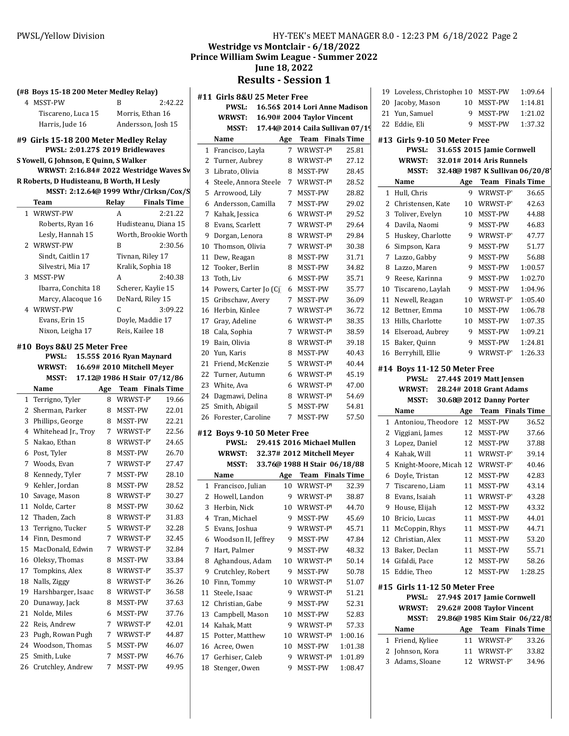## Westridge vs Montclair - 6/18/2022
## Prince William Swim League - Summer 2022
## June 18, 2022
## Results - Session 1

**(#8 Boys 15-18 200 Meter Medley Relay)**

| | Team | Relay | Finals Time |
|---|---|---|---|
| 4 | MSST-PW | B | 2:42.22 |
| | Tiscareno, Luca 15 | Morris, Ethan 16 | |
| | Harris, Jude 16 | Andersson, Josh 15 | |

### #9 Girls 15-18 200 Meter Medley Relay

**PWSL: 2:01.27$ 2019 Bridlewaves**
S Yowell, G Johnson, E Quinn, S Walker
**WRWST: 2:16.84# 2022 Westridge Waves Sw**
R Roberts, D Hudisteanu, B Worth, H Lesly
**MSST: 2:12.64@ 1999 Wthr/Clrksn/Cox/S**

| | Team | Relay | Finals Time |
|---|---|---|---|
| 1 | WRWST-PW | A | 2:21.22 |
| | Roberts, Ryan 16 | Hudisteanu, Diana 15 | |
| | Lesly, Hannah 15 | Worth, Brookie Worth | |
| 2 | WRWST-PW | B | 2:30.56 |
| | Sindt, Caitlin 17 | Tivnan, Riley 17 | |
| | Silvestri, Mia 17 | Kralik, Sophia 18 | |
| 3 | MSST-PW | A | 2:40.38 |
| | Ibarra, Conchita 18 | Scherer, Kaylie 15 | |
| | Marcy, Alacoque 16 | DeNard, Riley 15 | |
| 4 | WRWST-PW | C | 3:09.22 |
| | Evans, Erin 15 | Doyle, Maddie 17 | |
| | Nixon, Leigha 17 | Reis, Kailee 18 | |

### #10 Boys 8&U 25 Meter Free

**PWSL: 15.55$ 2016 Ryan Maynard**
**WRWST: 16.69# 2010 Mitchell Meyer**
**MSST: 17.12@ 1986 H Stair 07/12/86**

| | Name | Age | Team | Finals Time |
|---|---|---|---|---|
| 1 | Terrigno, Tyler | 8 | WRWST-P' | 19.66 |
| 2 | Sherman, Parker | 8 | MSST-PW | 22.01 |
| 3 | Phillips, George | 8 | MSST-PW | 22.21 |
| 4 | Whitehead Jr., Troy | 7 | WRWST-P' | 22.56 |
| 5 | Nakao, Ethan | 8 | WRWST-P' | 24.65 |
| 6 | Post, Tyler | 8 | MSST-PW | 26.70 |
| 7 | Woods, Evan | 7 | WRWST-P' | 27.47 |
| 8 | Kennedy, Tyler | 7 | MSST-PW | 28.10 |
| 9 | Kehler, Jordan | 8 | MSST-PW | 28.52 |
| 10 | Savage, Mason | 8 | WRWST-P' | 30.27 |
| 11 | Nolde, Carter | 8 | MSST-PW | 30.62 |
| 12 | Thaden, Zach | 8 | WRWST-P' | 31.83 |
| 13 | Terrigno, Tucker | 5 | WRWST-P' | 32.28 |
| 14 | Finn, Desmond | 7 | WRWST-P' | 32.45 |
| 15 | MacDonald, Edwin | 7 | WRWST-P' | 32.84 |
| 16 | Oleksy, Thomas | 8 | MSST-PW | 33.84 |
| 17 | Tompkins, Alex | 8 | WRWST-P' | 35.37 |
| 18 | Nalls, Ziggy | 8 | WRWST-P' | 36.26 |
| 19 | Harshbarger, Isaac | 8 | WRWST-P' | 36.58 |
| 20 | Dunaway, Jack | 8 | MSST-PW | 37.63 |
| 21 | Nolde, Miles | 6 | MSST-PW | 37.76 |
| 22 | Reis, Andrew | 7 | WRWST-P' | 42.01 |
| 23 | Pugh, Rowan Pugh | 7 | WRWST-P' | 44.87 |
| 24 | Woodson, Thomas | 5 | MSST-PW | 46.07 |
| 25 | Smith, Luke | 7 | MSST-PW | 46.76 |
| 26 | Crutchley, Andrew | 7 | MSST-PW | 49.95 |

### #11 Girls 8&U 25 Meter Free

**PWSL: 16.56$ 2014 Lori Anne Madison**
**WRWST: 16.90# 2004 Taylor Vincent**
**MSST: 17.44@ 2014 Caila Sullivan 07/19**

| | Name | Age | Team | Finals Time |
|---|---|---|---|---|
| 1 | Francisco, Layla | 7 | WRWST-P' | 25.81 |
| 2 | Turner, Aubrey | 8 | WRWST-P' | 27.12 |
| 3 | Librato, Olivia | 8 | MSST-PW | 28.45 |
| 4 | Steele, Annora Steele | 7 | WRWST-P' | 28.52 |
| 5 | Arrowood, Lily | 7 | MSST-PW | 28.82 |
| 6 | Andersson, Camilla | 7 | MSST-PW | 29.02 |
| 7 | Kahak, Jessica | 6 | WRWST-P' | 29.52 |
| 8 | Evans, Scarlett | 7 | WRWST-P' | 29.64 |
| 9 | Dorgan, Lenora | 8 | WRWST-P' | 29.84 |
| 10 | Thomson, Olivia | 7 | WRWST-P' | 30.38 |
| 11 | Dew, Reagan | 8 | MSST-PW | 31.71 |
| 12 | Tooker, Berlin | 8 | MSST-PW | 34.82 |
| 13 | Toth, Liv | 6 | MSST-PW | 35.71 |
| 14 | Powers, Carter Jo (Cj | 6 | MSST-PW | 35.77 |
| 15 | Gribschaw, Avery | 7 | MSST-PW | 36.09 |
| 16 | Herbin, Kinlee | 7 | WRWST-P' | 36.72 |
| 17 | Gray, Adeline | 6 | WRWST-P' | 38.35 |
| 18 | Cala, Sophia | 7 | WRWST-P' | 38.59 |
| 19 | Bain, Olivia | 8 | WRWST-P' | 39.18 |
| 20 | Yun, Karis | 8 | MSST-PW | 40.43 |
| 21 | Friend, McKenzie | 5 | WRWST-P' | 40.44 |
| 22 | Turner, Autumn | 6 | WRWST-P' | 45.19 |
| 23 | White, Ava | 6 | WRWST-P' | 47.00 |
| 24 | Dagmawi, Delina | 8 | WRWST-P' | 54.69 |
| 25 | Smith, Abigail | 5 | MSST-PW | 54.81 |
| 26 | Forester, Caroline | 7 | MSST-PW | 57.50 |

### #12 Boys 9-10 50 Meter Free

**PWSL: 29.41$ 2016 Michael Mullen**
**WRWST: 32.37# 2012 Mitchell Meyer**
**MSST: 33.76@ 1988 H Stair 06/18/88**

| | Name | Age | Team | Finals Time |
|---|---|---|---|---|
| 1 | Francisco, Julian | 10 | WRWST-P' | 32.39 |
| 2 | Howell, Landon | 9 | WRWST-P' | 38.87 |
| 3 | Herbin, Nick | 10 | WRWST-P' | 44.70 |
| 4 | Tran, Michael | 9 | MSST-PW | 45.69 |
| 5 | Evans, Joshua | 9 | WRWST-P' | 45.71 |
| 6 | Woodson II, Jeffrey | 9 | MSST-PW | 47.84 |
| 7 | Hart, Palmer | 9 | MSST-PW | 48.32 |
| 8 | Aghandous, Adam | 10 | WRWST-P' | 50.14 |
| 9 | Crutchley, Robert | 9 | MSST-PW | 50.78 |
| 10 | Finn, Tommy | 10 | WRWST-P' | 51.07 |
| 11 | Steele, Isaac | 9 | WRWST-P' | 51.21 |
| 12 | Christian, Gabe | 9 | MSST-PW | 52.31 |
| 13 | Campbell, Mason | 10 | MSST-PW | 52.83 |
| 14 | Kahak, Matt | 9 | WRWST-P' | 57.33 |
| 15 | Potter, Matthew | 10 | WRWST-P' | 1:00.16 |
| 16 | Acree, Owen | 10 | MSST-PW | 1:01.38 |
| 17 | Gerhiser, Caleb | 9 | WRWST-P' | 1:01.89 |
| 18 | Stenger, Owen | 9 | MSST-PW | 1:08.47 |
| 19 | Loveless, Christopher | 10 | MSST-PW | 1:09.64 |
| 20 | Jacoby, Mason | 10 | MSST-PW | 1:14.81 |
| 21 | Yun, Samuel | 9 | MSST-PW | 1:21.02 |
| 22 | Eddie, Eli | 9 | MSST-PW | 1:37.32 |

### #13 Girls 9-10 50 Meter Free

**PWSL: 31.65$ 2015 Jamie Cornwell**
**WRWST: 32.01# 2014 Aris Runnels**
**MSST: 32.48@ 1987 K Sullivan 06/20/87**

| | Name | Age | Team | Finals Time |
|---|---|---|---|---|
| 1 | Hull, Chris | 9 | WRWST-P' | 36.65 |
| 2 | Christensen, Kate | 10 | WRWST-P' | 42.63 |
| 3 | Toliver, Evelyn | 10 | MSST-PW | 44.88 |
| 4 | Davila, Naomi | 9 | MSST-PW | 46.83 |
| 5 | Huskey, Charlotte | 9 | WRWST-P' | 47.77 |
| 6 | Simpson, Kara | 9 | MSST-PW | 51.77 |
| 7 | Lazzo, Gabby | 9 | MSST-PW | 56.88 |
| 8 | Lazzo, Maren | 9 | MSST-PW | 1:00.57 |
| 9 | Reese, Karinna | 9 | MSST-PW | 1:02.70 |
| 10 | Tiscareno, Laylah | 9 | MSST-PW | 1:04.96 |
| 11 | Newell, Reagan | 10 | WRWST-P' | 1:05.40 |
| 12 | Bettner, Emma | 10 | MSST-PW | 1:06.78 |
| 13 | Hills, Charlotte | 10 | MSST-PW | 1:07.35 |
| 14 | Elseroad, Aubrey | 9 | MSST-PW | 1:09.21 |
| 15 | Baker, Quinn | 9 | MSST-PW | 1:24.81 |
| 16 | Berryhill, Ellie | 9 | WRWST-P' | 1:26.33 |

### #14 Boys 11-12 50 Meter Free

**PWSL: 27.44$ 2019 Matt Jensen**
**WRWST: 28.24# 2018 Grant Adams**
**MSST: 30.68@ 2012 Danny Porter**

| | Name | Age | Team | Finals Time |
|---|---|---|---|---|
| 1 | Antoniou, Theodore | 12 | MSST-PW | 36.52 |
| 2 | Viggiani, James | 12 | MSST-PW | 37.66 |
| 3 | Lopez, Daniel | 12 | MSST-PW | 37.88 |
| 4 | Kahak, Will | 11 | WRWST-P' | 39.14 |
| 5 | Knight-Moore, Micah | 12 | WRWST-P' | 40.46 |
| 6 | Doyle, Tristan | 12 | MSST-PW | 42.83 |
| 7 | Tiscareno, Liam | 11 | MSST-PW | 43.14 |
| 8 | Evans, Isaiah | 11 | WRWST-P' | 43.28 |
| 9 | House, Elijah | 12 | MSST-PW | 43.32 |
| 10 | Bricio, Lucas | 11 | MSST-PW | 44.01 |
| 11 | McCoppin, Rhys | 11 | MSST-PW | 44.71 |
| 12 | Christian, Alex | 11 | MSST-PW | 53.20 |
| 13 | Baker, Declan | 11 | MSST-PW | 55.71 |
| 14 | Gifaldi, Pace | 12 | MSST-PW | 58.26 |
| 15 | Eddie, Theo | 12 | MSST-PW | 1:28.25 |

### #15 Girls 11-12 50 Meter Free

**PWSL: 27.94$ 2017 Jamie Cornwell**
**WRWST: 29.62# 2008 Taylor Vincent**
**MSST: 29.86@ 1985 Kim Stair 06/22/85**

| | Name | Age | Team | Finals Time |
|---|---|---|---|---|
| 1 | Friend, Kyliee | 11 | WRWST-P' | 33.26 |
| 2 | Johnson, Kora | 11 | WRWST-P' | 33.82 |
| 3 | Adams, Sloane | 12 | WRWST-P' | 34.96 |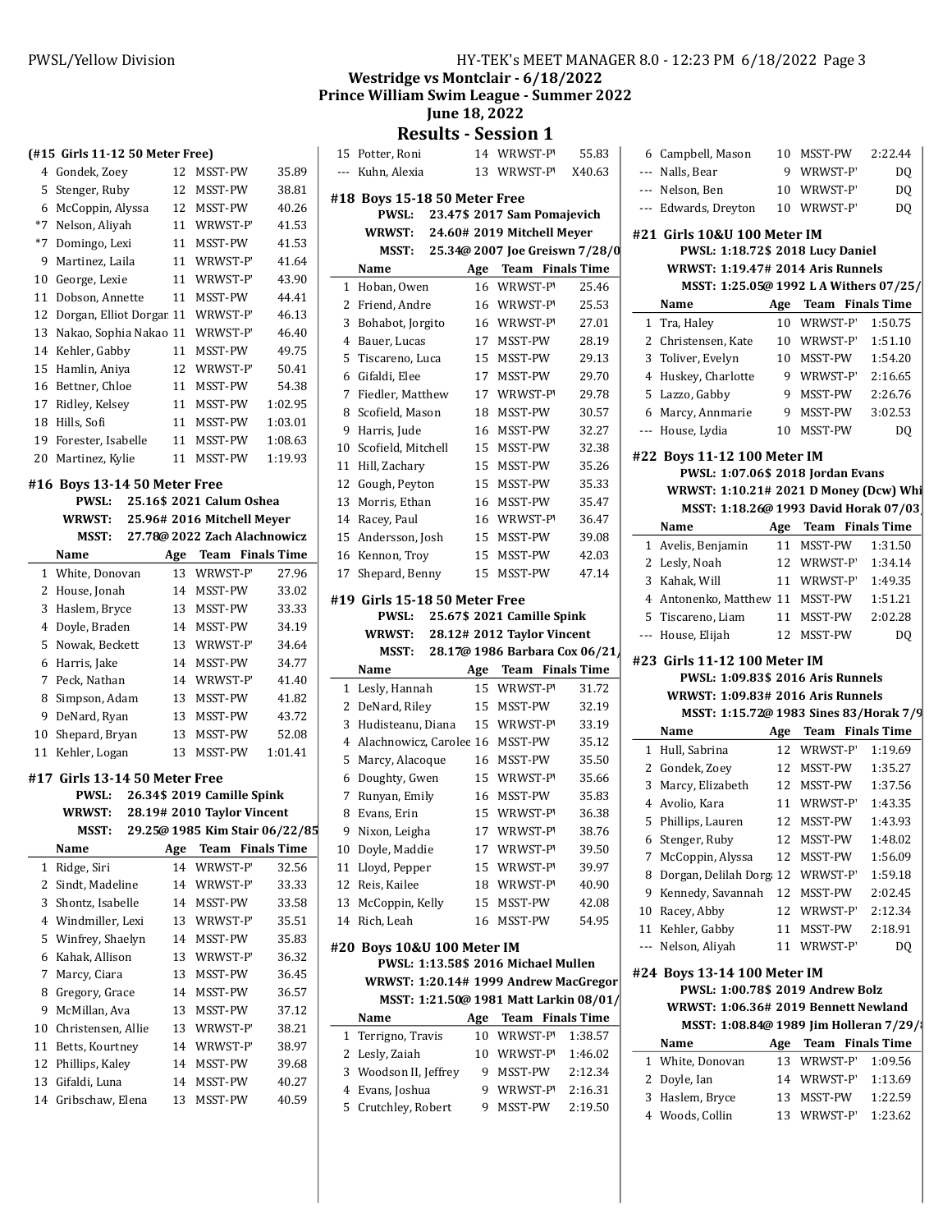**Westridge vs Montclair - 6/18/2022**
**Prince William Swim League - Summer 2022**
**June 18, 2022**

## Results - Session 1

### (#15 Girls 11-12 50 Meter Free)

| | Name | Age | Team | Finals Time |
|---|---|---|---|---|
| 4 | Gondek, Zoey | 12 | MSST-PW | 35.89 |
| 5 | Stenger, Ruby | 12 | MSST-PW | 38.81 |
| 6 | McCoppin, Alyssa | 12 | MSST-PW | 40.26 |
| *7 | Nelson, Aliyah | 11 | WRWST-P' | 41.53 |
| *7 | Domingo, Lexi | 11 | MSST-PW | 41.53 |
| 9 | Martinez, Laila | 11 | WRWST-P' | 41.64 |
| 10 | George, Lexie | 11 | WRWST-P' | 43.90 |
| 11 | Dobson, Annette | 11 | MSST-PW | 44.41 |
| 12 | Dorgan, Elliot Dorgan | 11 | WRWST-P' | 46.13 |
| 13 | Nakao, Sophia Nakao | 11 | WRWST-P' | 46.40 |
| 14 | Kehler, Gabby | 11 | MSST-PW | 49.75 |
| 15 | Hamlin, Aniya | 12 | WRWST-P' | 50.41 |
| 16 | Bettner, Chloe | 11 | MSST-PW | 54.38 |
| 17 | Ridley, Kelsey | 11 | MSST-PW | 1:02.95 |
| 18 | Hills, Sofi | 11 | MSST-PW | 1:03.01 |
| 19 | Forester, Isabelle | 11 | MSST-PW | 1:08.63 |
| 20 | Martinez, Kylie | 11 | MSST-PW | 1:19.93 |

### #16 Boys 13-14 50 Meter Free

PWSL: 25.16$ 2021 Calum Oshea
WRWST: 25.96# 2016 Mitchell Meyer
MSST: 27.78@ 2022 Zach Alachnowicz

| | Name | Age | Team | Finals Time |
|---|---|---|---|---|
| 1 | White, Donovan | 13 | WRWST-P' | 27.96 |
| 2 | House, Jonah | 14 | MSST-PW | 33.02 |
| 3 | Haslem, Bryce | 13 | MSST-PW | 33.33 |
| 4 | Doyle, Braden | 14 | MSST-PW | 34.19 |
| 5 | Nowak, Beckett | 13 | WRWST-P' | 34.64 |
| 6 | Harris, Jake | 14 | MSST-PW | 34.77 |
| 7 | Peck, Nathan | 14 | WRWST-P' | 41.40 |
| 8 | Simpson, Adam | 13 | MSST-PW | 41.82 |
| 9 | DeNard, Ryan | 13 | MSST-PW | 43.72 |
| 10 | Shepard, Bryan | 13 | MSST-PW | 52.08 |
| 11 | Kehler, Logan | 13 | MSST-PW | 1:01.41 |

### #17 Girls 13-14 50 Meter Free

PWSL: 26.34$ 2019 Camille Spink
WRWST: 28.19# 2010 Taylor Vincent
MSST: 29.25@ 1985 Kim Stair 06/22/85

| | Name | Age | Team | Finals Time |
|---|---|---|---|---|
| 1 | Ridge, Siri | 14 | WRWST-P' | 32.56 |
| 2 | Sindt, Madeline | 14 | WRWST-P' | 33.33 |
| 3 | Shontz, Isabelle | 14 | MSST-PW | 33.58 |
| 4 | Windmiller, Lexi | 13 | WRWST-P' | 35.51 |
| 5 | Winfrey, Shaelyn | 14 | MSST-PW | 35.83 |
| 6 | Kahak, Allison | 13 | WRWST-P' | 36.32 |
| 7 | Marcy, Ciara | 13 | MSST-PW | 36.45 |
| 8 | Gregory, Grace | 14 | MSST-PW | 36.57 |
| 9 | McMillan, Ava | 13 | MSST-PW | 37.12 |
| 10 | Christensen, Allie | 13 | WRWST-P' | 38.21 |
| 11 | Betts, Kourtney | 14 | WRWST-P' | 38.97 |
| 12 | Phillips, Kaley | 14 | MSST-PW | 39.68 |
| 13 | Gifaldi, Luna | 14 | MSST-PW | 40.27 |
| 14 | Gribschaw, Elena | 13 | MSST-PW | 40.59 |
| 15 | Potter, Roni | 14 | WRWST-P' | 55.83 |
| --- | Kuhn, Alexia | 13 | WRWST-P' | X40.63 |

### #18 Boys 15-18 50 Meter Free

PWSL: 23.47$ 2017 Sam Pomajevich
WRWST: 24.60# 2019 Mitchell Meyer
MSST: 25.34@ 2007 Joe Greiswn 7/28/0

| | Name | Age | Team | Finals Time |
|---|---|---|---|---|
| 1 | Hoban, Owen | 16 | WRWST-P' | 25.46 |
| 2 | Friend, Andre | 16 | WRWST-P' | 25.53 |
| 3 | Bohabot, Jorgito | 16 | WRWST-P' | 27.01 |
| 4 | Bauer, Lucas | 17 | MSST-PW | 28.19 |
| 5 | Tiscareno, Luca | 15 | MSST-PW | 29.13 |
| 6 | Gifaldi, Elee | 17 | MSST-PW | 29.70 |
| 7 | Fiedler, Matthew | 17 | WRWST-P' | 29.78 |
| 8 | Scofield, Mason | 18 | MSST-PW | 30.57 |
| 9 | Harris, Jude | 16 | MSST-PW | 32.27 |
| 10 | Scofield, Mitchell | 15 | MSST-PW | 32.38 |
| 11 | Hill, Zachary | 15 | MSST-PW | 35.26 |
| 12 | Gough, Peyton | 15 | MSST-PW | 35.33 |
| 13 | Morris, Ethan | 16 | MSST-PW | 35.47 |
| 14 | Racey, Paul | 16 | WRWST-P' | 36.47 |
| 15 | Andersson, Josh | 15 | MSST-PW | 39.08 |
| 16 | Kennon, Troy | 15 | MSST-PW | 42.03 |
| 17 | Shepard, Benny | 15 | MSST-PW | 47.14 |

### #19 Girls 15-18 50 Meter Free

PWSL: 25.67$ 2021 Camille Spink
WRWST: 28.12# 2012 Taylor Vincent
MSST: 28.17@ 1986 Barbara Cox 06/21/

| | Name | Age | Team | Finals Time |
|---|---|---|---|---|
| 1 | Lesly, Hannah | 15 | WRWST-P' | 31.72 |
| 2 | DeNard, Riley | 15 | MSST-PW | 32.19 |
| 3 | Hudisteanu, Diana | 15 | WRWST-P' | 33.19 |
| 4 | Alachnowicz, Carolee | 16 | MSST-PW | 35.12 |
| 5 | Marcy, Alacoque | 16 | MSST-PW | 35.50 |
| 6 | Doughty, Gwen | 15 | WRWST-P' | 35.66 |
| 7 | Runyan, Emily | 16 | MSST-PW | 35.83 |
| 8 | Evans, Erin | 15 | WRWST-P' | 36.38 |
| 9 | Nixon, Leigha | 17 | WRWST-P' | 38.76 |
| 10 | Doyle, Maddie | 17 | WRWST-P' | 39.50 |
| 11 | Lloyd, Pepper | 15 | WRWST-P' | 39.97 |
| 12 | Reis, Kailee | 18 | WRWST-P' | 40.90 |
| 13 | McCoppin, Kelly | 15 | MSST-PW | 42.08 |
| 14 | Rich, Leah | 16 | MSST-PW | 54.95 |

### #20 Boys 10&U 100 Meter IM

PWSL: 1:13.58$ 2016 Michael Mullen
WRWST: 1:20.14# 1999 Andrew MacGregor
MSST: 1:21.50@ 1981 Matt Larkin 08/01/

| | Name | Age | Team | Finals Time |
|---|---|---|---|---|
| 1 | Terrigno, Travis | 10 | WRWST-P' | 1:38.57 |
| 2 | Lesly, Zaiah | 10 | WRWST-P' | 1:46.02 |
| 3 | Woodson II, Jeffrey | 9 | MSST-PW | 2:12.34 |
| 4 | Evans, Joshua | 9 | WRWST-P' | 2:16.31 |
| 5 | Crutchley, Robert | 9 | MSST-PW | 2:19.50 |
| 6 | Campbell, Mason | 10 | MSST-PW | 2:22.44 |
| --- | Nalls, Bear | 9 | WRWST-P' | DQ |
| --- | Nelson, Ben | 10 | WRWST-P' | DQ |
| --- | Edwards, Dreyton | 10 | WRWST-P' | DQ |

### #21 Girls 10&U 100 Meter IM

PWSL: 1:18.72$ 2018 Lucy Daniel
WRWST: 1:19.47# 2014 Aris Runnels
MSST: 1:25.05@ 1992 L A Withers 07/25/

| | Name | Age | Team | Finals Time |
|---|---|---|---|---|
| 1 | Tra, Haley | 10 | WRWST-P' | 1:50.75 |
| 2 | Christensen, Kate | 10 | WRWST-P' | 1:51.10 |
| 3 | Toliver, Evelyn | 10 | MSST-PW | 1:54.20 |
| 4 | Huskey, Charlotte | 9 | WRWST-P' | 2:16.65 |
| 5 | Lazzo, Gabby | 9 | MSST-PW | 2:26.76 |
| 6 | Marcy, Annmarie | 9 | MSST-PW | 3:02.53 |
| --- | House, Lydia | 10 | MSST-PW | DQ |

### #22 Boys 11-12 100 Meter IM

PWSL: 1:07.06$ 2018 Jordan Evans
WRWST: 1:10.21# 2021 D Money (Dcw) Whi
MSST: 1:18.26@ 1993 David Horak 07/03

| | Name | Age | Team | Finals Time |
|---|---|---|---|---|
| 1 | Avelis, Benjamin | 11 | MSST-PW | 1:31.50 |
| 2 | Lesly, Noah | 12 | WRWST-P' | 1:34.14 |
| 3 | Kahak, Will | 11 | WRWST-P' | 1:49.35 |
| 4 | Antonenko, Matthew | 11 | MSST-PW | 1:51.21 |
| 5 | Tiscareno, Liam | 11 | MSST-PW | 2:02.28 |
| --- | House, Elijah | 12 | MSST-PW | DQ |

### #23 Girls 11-12 100 Meter IM

PWSL: 1:09.83$ 2016 Aris Runnels
WRWST: 1:09.83# 2016 Aris Runnels
MSST: 1:15.72@ 1983 Sines 83/Horak 7/9

| | Name | Age | Team | Finals Time |
|---|---|---|---|---|
| 1 | Hull, Sabrina | 12 | WRWST-P' | 1:19.69 |
| 2 | Gondek, Zoey | 12 | MSST-PW | 1:35.27 |
| 3 | Marcy, Elizabeth | 12 | MSST-PW | 1:37.56 |
| 4 | Avolio, Kara | 11 | WRWST-P' | 1:43.35 |
| 5 | Phillips, Lauren | 12 | MSST-PW | 1:43.93 |
| 6 | Stenger, Ruby | 12 | MSST-PW | 1:48.02 |
| 7 | McCoppin, Alyssa | 12 | MSST-PW | 1:56.09 |
| 8 | Dorgan, Delilah Dorg | 12 | WRWST-P' | 1:59.18 |
| 9 | Kennedy, Savannah | 12 | MSST-PW | 2:02.45 |
| 10 | Racey, Abby | 12 | WRWST-P' | 2:12.34 |
| 11 | Kehler, Gabby | 11 | MSST-PW | 2:18.91 |
| --- | Nelson, Aliyah | 11 | WRWST-P' | DQ |

### #24 Boys 13-14 100 Meter IM

PWSL: 1:00.78$ 2019 Andrew Bolz
WRWST: 1:06.36# 2019 Bennett Newland
MSST: 1:08.84@ 1989 Jim Holleran 7/29/

| | Name | Age | Team | Finals Time |
|---|---|---|---|---|
| 1 | White, Donovan | 13 | WRWST-P' | 1:09.56 |
| 2 | Doyle, Ian | 14 | WRWST-P' | 1:13.69 |
| 3 | Haslem, Bryce | 13 | MSST-PW | 1:22.59 |
| 4 | Woods, Collin | 13 | WRWST-P' | 1:23.62 |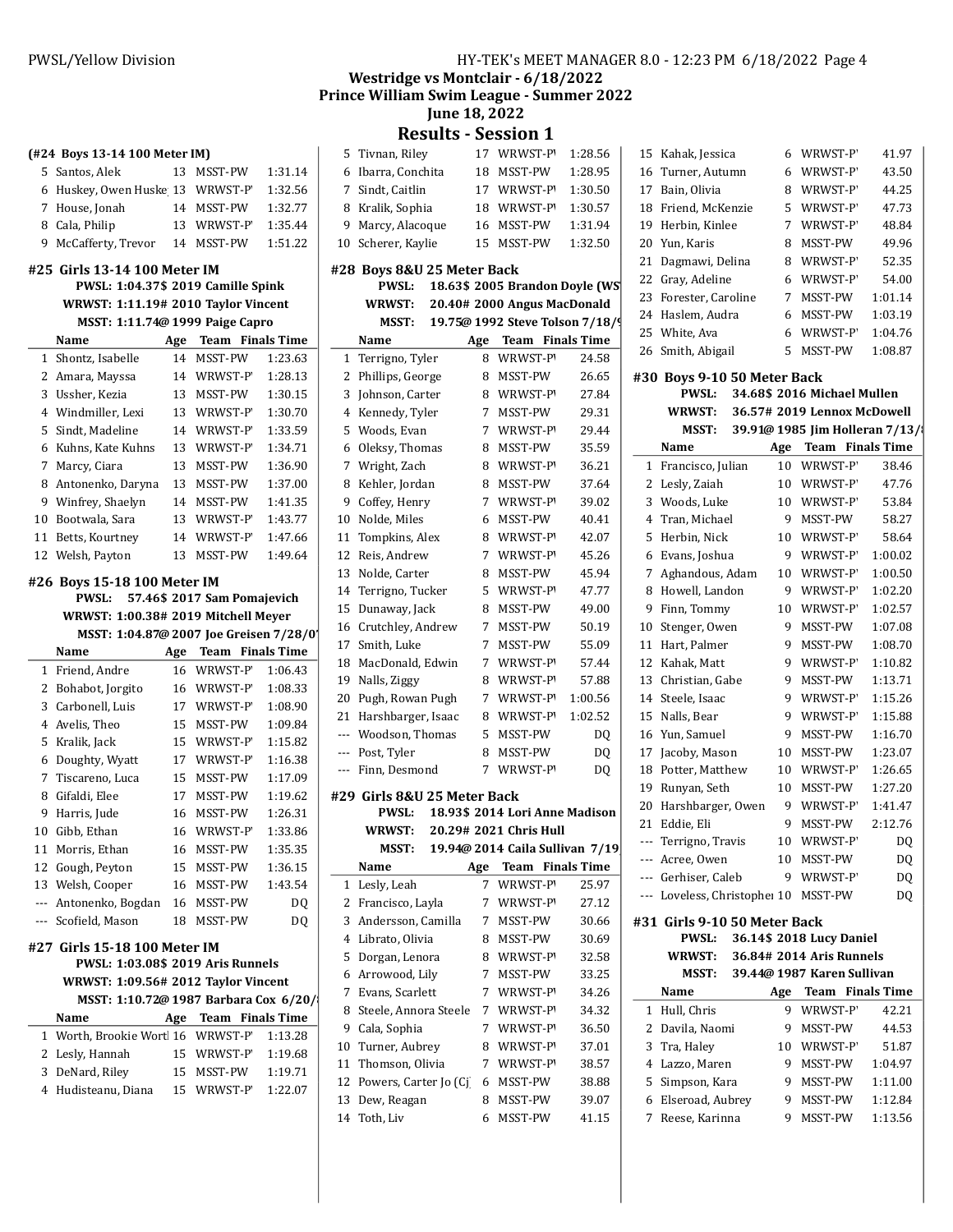## Westridge vs Montclair - 6/18/2022

## Prince William Swim League - Summer 2022

## June 18, 2022

## Results - Session 1

### (#24 Boys 13-14 100 Meter IM)

| | Name | Age | Team | Finals Time |
|---|---|---|---|---|
| 5 | Santos, Alek | 13 | MSST-PW | 1:31.14 |
| 6 | Huskey, Owen Huske | 13 | WRWST-P' | 1:32.56 |
| 7 | House, Jonah | 14 | MSST-PW | 1:32.77 |
| 8 | Cala, Philip | 13 | WRWST-P' | 1:35.44 |
| 9 | McCafferty, Trevor | 14 | MSST-PW | 1:51.22 |

### #25 Girls 13-14 100 Meter IM

**PWSL: 1:04.37$ 2019 Camille Spink**
**WRWST: 1:11.19# 2010 Taylor Vincent**
**MSST: 1:11.74@ 1999 Paige Capro**

| | Name | Age | Team | Finals Time |
|---|---|---|---|---|
| 1 | Shontz, Isabelle | 14 | MSST-PW | 1:23.63 |
| 2 | Amara, Mayssa | 14 | WRWST-P' | 1:28.13 |
| 3 | Ussher, Kezia | 13 | MSST-PW | 1:30.15 |
| 4 | Windmiller, Lexi | 13 | WRWST-P' | 1:30.70 |
| 5 | Sindt, Madeline | 14 | WRWST-P' | 1:33.59 |
| 6 | Kuhns, Kate Kuhns | 13 | WRWST-P' | 1:34.71 |
| 7 | Marcy, Ciara | 13 | MSST-PW | 1:36.90 |
| 8 | Antonenko, Daryna | 13 | MSST-PW | 1:37.00 |
| 9 | Winfrey, Shaelyn | 14 | MSST-PW | 1:41.35 |
| 10 | Bootwala, Sara | 13 | WRWST-P' | 1:43.77 |
| 11 | Betts, Kourtney | 14 | WRWST-P' | 1:47.66 |
| 12 | Welsh, Payton | 13 | MSST-PW | 1:49.64 |

### #26 Boys 15-18 100 Meter IM

**PWSL: 57.46$ 2017 Sam Pomajevich**
**WRWST: 1:00.38# 2019 Mitchell Meyer**
**MSST: 1:04.87@ 2007 Joe Greisen 7/28/0**

| | Name | Age | Team | Finals Time |
|---|---|---|---|---|
| 1 | Friend, Andre | 16 | WRWST-P' | 1:06.43 |
| 2 | Bohabot, Jorgito | 16 | WRWST-P' | 1:08.33 |
| 3 | Carbonell, Luis | 17 | WRWST-P' | 1:08.90 |
| 4 | Avelis, Theo | 15 | MSST-PW | 1:09.84 |
| 5 | Kralik, Jack | 15 | WRWST-P' | 1:15.82 |
| 6 | Doughty, Wyatt | 17 | WRWST-P' | 1:16.38 |
| 7 | Tiscareno, Luca | 15 | MSST-PW | 1:17.09 |
| 8 | Gifaldi, Elee | 17 | MSST-PW | 1:19.62 |
| 9 | Harris, Jude | 16 | MSST-PW | 1:26.31 |
| 10 | Gibb, Ethan | 16 | WRWST-P' | 1:33.86 |
| 11 | Morris, Ethan | 16 | MSST-PW | 1:35.35 |
| 12 | Gough, Peyton | 15 | MSST-PW | 1:36.15 |
| 13 | Welsh, Cooper | 16 | MSST-PW | 1:43.54 |
| --- | Antonenko, Bogdan | 16 | MSST-PW | DQ |
| --- | Scofield, Mason | 18 | MSST-PW | DQ |

### #27 Girls 15-18 100 Meter IM

**PWSL: 1:03.08$ 2019 Aris Runnels**
**WRWST: 1:09.56# 2012 Taylor Vincent**
**MSST: 1:10.72@ 1987 Barbara Cox 6/20/**

| | Name | Age | Team | Finals Time |
|---|---|---|---|---|
| 1 | Worth, Brookie Wortl | 16 | WRWST-P' | 1:13.28 |
| 2 | Lesly, Hannah | 15 | WRWST-P' | 1:19.68 |
| 3 | DeNard, Riley | 15 | MSST-PW | 1:19.71 |
| 4 | Hudisteanu, Diana | 15 | WRWST-P' | 1:22.07 |
| 5 | Tivnan, Riley | 17 | WRWST-P' | 1:28.56 |
| 6 | Ibarra, Conchita | 18 | MSST-PW | 1:28.95 |
| 7 | Sindt, Caitlin | 17 | WRWST-P' | 1:30.50 |
| 8 | Kralik, Sophia | 18 | WRWST-P' | 1:30.57 |
| 9 | Marcy, Alacoque | 16 | MSST-PW | 1:31.94 |
| 10 | Scherer, Kaylie | 15 | MSST-PW | 1:32.50 |

### #28 Boys 8&U 25 Meter Back

**PWSL: 18.63$ 2005 Brandon Doyle (WS**
**WRWST: 20.40# 2000 Angus MacDonald**
**MSST: 19.75@ 1992 Steve Tolson 7/18/**

| | Name | Age | Team | Finals Time |
|---|---|---|---|---|
| 1 | Terrigno, Tyler | 8 | WRWST-P' | 24.58 |
| 2 | Phillips, George | 8 | MSST-PW | 26.65 |
| 3 | Johnson, Carter | 8 | WRWST-P' | 27.84 |
| 4 | Kennedy, Tyler | 7 | MSST-PW | 29.31 |
| 5 | Woods, Evan | 7 | WRWST-P' | 29.44 |
| 6 | Oleksy, Thomas | 8 | MSST-PW | 35.59 |
| 7 | Wright, Zach | 8 | WRWST-P' | 36.21 |
| 8 | Kehler, Jordan | 8 | MSST-PW | 37.64 |
| 9 | Coffey, Henry | 7 | WRWST-P' | 39.02 |
| 10 | Nolde, Miles | 6 | MSST-PW | 40.41 |
| 11 | Tompkins, Alex | 8 | WRWST-P' | 42.07 |
| 12 | Reis, Andrew | 7 | WRWST-P' | 45.26 |
| 13 | Nolde, Carter | 8 | MSST-PW | 45.94 |
| 14 | Terrigno, Tucker | 5 | WRWST-P' | 47.77 |
| 15 | Dunaway, Jack | 8 | MSST-PW | 49.00 |
| 16 | Crutchley, Andrew | 7 | MSST-PW | 50.19 |
| 17 | Smith, Luke | 7 | MSST-PW | 55.09 |
| 18 | MacDonald, Edwin | 7 | WRWST-P' | 57.44 |
| 19 | Nalls, Ziggy | 8 | WRWST-P' | 57.88 |
| 20 | Pugh, Rowan Pugh | 7 | WRWST-P' | 1:00.56 |
| 21 | Harshbarger, Isaac | 8 | WRWST-P' | 1:02.52 |
| --- | Woodson, Thomas | 5 | MSST-PW | DQ |
| --- | Post, Tyler | 8 | MSST-PW | DQ |
| --- | Finn, Desmond | 7 | WRWST-P' | DQ |

### #29 Girls 8&U 25 Meter Back

**PWSL: 18.93$ 2014 Lori Anne Madison**
**WRWST: 20.29# 2021 Chris Hull**
**MSST: 19.94@ 2014 Caila Sullivan 7/19**

| | Name | Age | Team | Finals Time |
|---|---|---|---|---|
| 1 | Lesly, Leah | 7 | WRWST-P' | 25.97 |
| 2 | Francisco, Layla | 7 | WRWST-P' | 27.12 |
| 3 | Andersson, Camilla | 7 | MSST-PW | 30.66 |
| 4 | Librato, Olivia | 8 | MSST-PW | 30.69 |
| 5 | Dorgan, Lenora | 8 | WRWST-P' | 32.58 |
| 6 | Arrowood, Lily | 7 | MSST-PW | 33.25 |
| 7 | Evans, Scarlett | 7 | WRWST-P' | 34.26 |
| 8 | Steele, Annora Steele | 7 | WRWST-P' | 34.32 |
| 9 | Cala, Sophia | 7 | WRWST-P' | 36.50 |
| 10 | Turner, Aubrey | 8 | WRWST-P' | 37.01 |
| 11 | Thomson, Olivia | 7 | WRWST-P' | 38.57 |
| 12 | Powers, Carter Jo (Cj | 6 | MSST-PW | 38.88 |
| 13 | Dew, Reagan | 8 | MSST-PW | 39.07 |
| 14 | Toth, Liv | 6 | MSST-PW | 41.15 |
| 15 | Kahak, Jessica | 6 | WRWST-P' | 41.97 |
| 16 | Turner, Autumn | 6 | WRWST-P' | 43.50 |
| 17 | Bain, Olivia | 8 | WRWST-P' | 44.25 |
| 18 | Friend, McKenzie | 5 | WRWST-P' | 47.73 |
| 19 | Herbin, Kinlee | 7 | WRWST-P' | 48.84 |
| 20 | Yun, Karis | 8 | MSST-PW | 49.96 |
| 21 | Dagmawi, Delina | 8 | WRWST-P' | 52.35 |
| 22 | Gray, Adeline | 6 | WRWST-P' | 54.00 |
| 23 | Forester, Caroline | 7 | MSST-PW | 1:01.14 |
| 24 | Haslem, Audra | 6 | MSST-PW | 1:03.19 |
| 25 | White, Ava | 6 | WRWST-P' | 1:04.76 |
| 26 | Smith, Abigail | 5 | MSST-PW | 1:08.87 |

### #30 Boys 9-10 50 Meter Back

**PWSL: 34.68$ 2016 Michael Mullen**
**WRWST: 36.57# 2019 Lennox McDowell**
**MSST: 39.91@ 1985 Jim Holleran 7/13/**

| | Name | Age | Team | Finals Time |
|---|---|---|---|---|
| 1 | Francisco, Julian | 10 | WRWST-P' | 38.46 |
| 2 | Lesly, Zaiah | 10 | WRWST-P' | 47.76 |
| 3 | Woods, Luke | 10 | WRWST-P' | 53.84 |
| 4 | Tran, Michael | 9 | MSST-PW | 58.27 |
| 5 | Herbin, Nick | 10 | WRWST-P' | 58.64 |
| 6 | Evans, Joshua | 9 | WRWST-P' | 1:00.02 |
| 7 | Aghandous, Adam | 10 | WRWST-P' | 1:00.50 |
| 8 | Howell, Landon | 9 | WRWST-P' | 1:02.20 |
| 9 | Finn, Tommy | 10 | WRWST-P' | 1:02.57 |
| 10 | Stenger, Owen | 9 | MSST-PW | 1:07.08 |
| 11 | Hart, Palmer | 9 | MSST-PW | 1:08.70 |
| 12 | Kahak, Matt | 9 | WRWST-P' | 1:10.82 |
| 13 | Christian, Gabe | 9 | MSST-PW | 1:13.71 |
| 14 | Steele, Isaac | 9 | WRWST-P' | 1:15.26 |
| 15 | Nalls, Bear | 9 | WRWST-P' | 1:15.88 |
| 16 | Yun, Samuel | 9 | MSST-PW | 1:16.70 |
| 17 | Jacoby, Mason | 10 | MSST-PW | 1:23.07 |
| 18 | Potter, Matthew | 10 | WRWST-P' | 1:26.65 |
| 19 | Runyan, Seth | 10 | MSST-PW | 1:27.20 |
| 20 | Harshbarger, Owen | 9 | WRWST-P' | 1:41.47 |
| 21 | Eddie, Eli | 9 | MSST-PW | 2:12.76 |
| --- | Terrigno, Travis | 10 | WRWST-P' | DQ |
| --- | Acree, Owen | 10 | MSST-PW | DQ |
| --- | Gerhiser, Caleb | 9 | WRWST-P' | DQ |
| --- | Loveless, Christopher | 10 | MSST-PW | DQ |

### #31 Girls 9-10 50 Meter Back

**PWSL: 36.14$ 2018 Lucy Daniel**
**WRWST: 36.84# 2014 Aris Runnels**
**MSST: 39.44@ 1987 Karen Sullivan**

| | Name | Age | Team | Finals Time |
|---|---|---|---|---|
| 1 | Hull, Chris | 9 | WRWST-P' | 42.21 |
| 2 | Davila, Naomi | 9 | MSST-PW | 44.53 |
| 3 | Tra, Haley | 10 | WRWST-P' | 51.87 |
| 4 | Lazzo, Maren | 9 | MSST-PW | 1:04.97 |
| 5 | Simpson, Kara | 9 | MSST-PW | 1:11.00 |
| 6 | Elseroad, Aubrey | 9 | MSST-PW | 1:12.84 |
| 7 | Reese, Karinna | 9 | MSST-PW | 1:13.56 |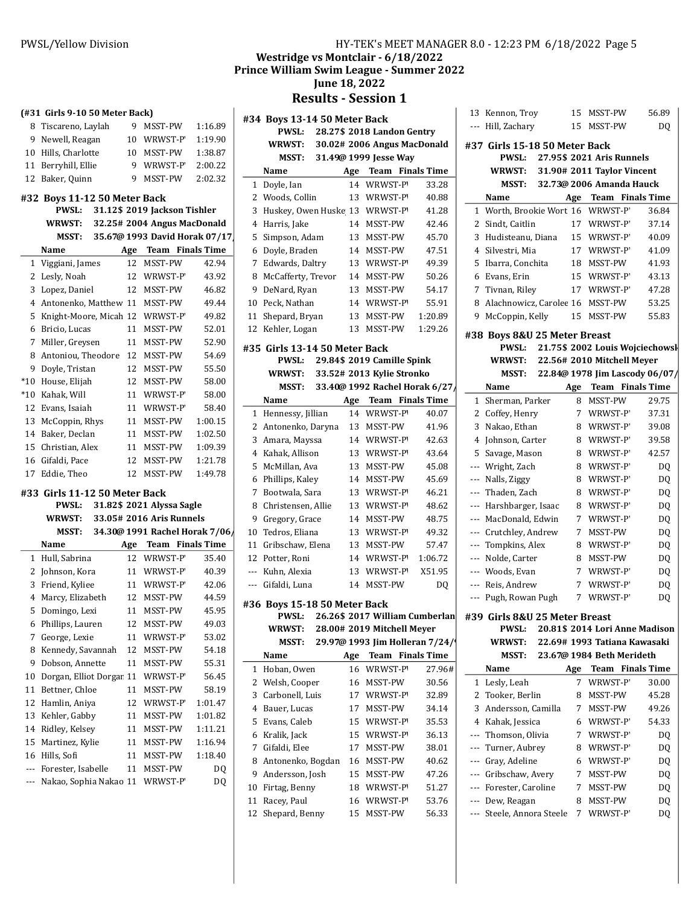## Westridge vs Montclair - 6/18/2022
## Prince William Swim League - Summer 2022
## June 18, 2022
## Results - Session 1

**(#31 Girls 9-10 50 Meter Back)**

| | Name | Age | Team | Finals Time |
|---|---|---|---|---|
| 8 | Tiscareno, Laylah | 9 | MSST-PW | 1:16.89 |
| 9 | Newell, Reagan | 10 | WRWST-P' | 1:19.90 |
| 10 | Hills, Charlotte | 10 | MSST-PW | 1:38.87 |
| 11 | Berryhill, Ellie | 9 | WRWST-P' | 2:00.22 |
| 12 | Baker, Quinn | 9 | MSST-PW | 2:02.32 |

### #32 Boys 11-12 50 Meter Back

**PWSL:** 31.12$ 2019 Jackson Tishler
**WRWST:** 32.25# 2004 Angus MacDonald
**MSST:** 35.67@ 1993 David Horak 07/17/

| | Name | Age | Team | Finals Time |
|---|---|---|---|---|
| 1 | Viggiani, James | 12 | MSST-PW | 42.94 |
| 2 | Lesly, Noah | 12 | WRWST-P' | 43.92 |
| 3 | Lopez, Daniel | 12 | MSST-PW | 46.82 |
| 4 | Antonenko, Matthew | 11 | MSST-PW | 49.44 |
| 5 | Knight-Moore, Micah | 12 | WRWST-P' | 49.82 |
| 6 | Bricio, Lucas | 11 | MSST-PW | 52.01 |
| 7 | Miller, Greysen | 11 | MSST-PW | 52.90 |
| 8 | Antoniou, Theodore | 12 | MSST-PW | 54.69 |
| 9 | Doyle, Tristan | 12 | MSST-PW | 55.50 |
| *10 | House, Elijah | 12 | MSST-PW | 58.00 |
| *10 | Kahak, Will | 11 | WRWST-P' | 58.00 |
| 12 | Evans, Isaiah | 11 | WRWST-P' | 58.40 |
| 13 | McCoppin, Rhys | 11 | MSST-PW | 1:00.15 |
| 14 | Baker, Declan | 11 | MSST-PW | 1:02.50 |
| 15 | Christian, Alex | 11 | MSST-PW | 1:09.39 |
| 16 | Gifaldi, Pace | 12 | MSST-PW | 1:21.78 |
| 17 | Eddie, Theo | 12 | MSST-PW | 1:49.78 |

### #33 Girls 11-12 50 Meter Back

**PWSL:** 31.82$ 2021 Alyssa Sagle
**WRWST:** 33.05# 2016 Aris Runnels
**MSST:** 34.30@ 1991 Rachel Horak 7/06/

| | Name | Age | Team | Finals Time |
|---|---|---|---|---|
| 1 | Hull, Sabrina | 12 | WRWST-P' | 35.40 |
| 2 | Johnson, Kora | 11 | WRWST-P' | 40.39 |
| 3 | Friend, Kyliee | 11 | WRWST-P' | 42.06 |
| 4 | Marcy, Elizabeth | 12 | MSST-PW | 44.59 |
| 5 | Domingo, Lexi | 11 | MSST-PW | 45.95 |
| 6 | Phillips, Lauren | 12 | MSST-PW | 49.03 |
| 7 | George, Lexie | 11 | WRWST-P' | 53.02 |
| 8 | Kennedy, Savannah | 12 | MSST-PW | 54.18 |
| 9 | Dobson, Annette | 11 | MSST-PW | 55.31 |
| 10 | Dorgan, Elliot Dorgan | 11 | WRWST-P' | 56.45 |
| 11 | Bettner, Chloe | 11 | MSST-PW | 58.19 |
| 12 | Hamlin, Aniya | 12 | WRWST-P' | 1:01.47 |
| 13 | Kehler, Gabby | 11 | MSST-PW | 1:01.82 |
| 14 | Ridley, Kelsey | 11 | MSST-PW | 1:11.21 |
| 15 | Martinez, Kylie | 11 | MSST-PW | 1:16.94 |
| 16 | Hills, Sofi | 11 | MSST-PW | 1:18.40 |
| --- | Forester, Isabelle | 11 | MSST-PW | DQ |
| --- | Nakao, Sophia Nakao | 11 | WRWST-P' | DQ |

### #34 Boys 13-14 50 Meter Back

**PWSL:** 28.27$ 2018 Landon Gentry
**WRWST:** 30.02# 2006 Angus MacDonald
**MSST:** 31.49@ 1999 Jesse Way

| | Name | Age | Team | Finals Time |
|---|---|---|---|---|
| 1 | Doyle, Ian | 14 | WRWST-P' | 33.28 |
| 2 | Woods, Collin | 13 | WRWST-P' | 40.88 |
| 3 | Huskey, Owen Huske | 13 | WRWST-P' | 41.28 |
| 4 | Harris, Jake | 14 | MSST-PW | 42.46 |
| 5 | Simpson, Adam | 13 | MSST-PW | 45.70 |
| 6 | Doyle, Braden | 14 | MSST-PW | 47.51 |
| 7 | Edwards, Daltry | 13 | WRWST-P' | 49.39 |
| 8 | McCafferty, Trevor | 14 | MSST-PW | 50.26 |
| 9 | DeNard, Ryan | 13 | MSST-PW | 54.17 |
| 10 | Peck, Nathan | 14 | WRWST-P' | 55.91 |
| 11 | Shepard, Bryan | 13 | MSST-PW | 1:20.89 |
| 12 | Kehler, Logan | 13 | MSST-PW | 1:29.26 |

### #35 Girls 13-14 50 Meter Back

**PWSL:** 29.84$ 2019 Camille Spink
**WRWST:** 33.52# 2013 Kylie Stronko
**MSST:** 33.40@ 1992 Rachel Horak 6/27/

| | Name | Age | Team | Finals Time |
|---|---|---|---|---|
| 1 | Hennessy, Jillian | 14 | WRWST-P' | 40.07 |
| 2 | Antonenko, Daryna | 13 | MSST-PW | 41.96 |
| 3 | Amara, Mayssa | 14 | WRWST-P' | 42.63 |
| 4 | Kahak, Allison | 13 | WRWST-P' | 43.64 |
| 5 | McMillan, Ava | 13 | MSST-PW | 45.08 |
| 6 | Phillips, Kaley | 14 | MSST-PW | 45.69 |
| 7 | Bootwala, Sara | 13 | WRWST-P' | 46.21 |
| 8 | Christensen, Allie | 13 | WRWST-P' | 48.62 |
| 9 | Gregory, Grace | 14 | MSST-PW | 48.75 |
| 10 | Tedros, Eliana | 13 | WRWST-P' | 49.32 |
| 11 | Gribschaw, Elena | 13 | MSST-PW | 57.47 |
| 12 | Potter, Roni | 14 | WRWST-P' | 1:06.72 |
| --- | Kuhn, Alexia | 13 | WRWST-P' | X51.95 |
| --- | Gifaldi, Luna | 14 | MSST-PW | DQ |

### #36 Boys 15-18 50 Meter Back

**PWSL:** 26.26$ 2017 William Cumberlan
**WRWST:** 28.00# 2019 Mitchell Meyer
**MSST:** 29.97@ 1993 Jim Holleran 7/24/

| | Name | Age | Team | Finals Time |
|---|---|---|---|---|
| 1 | Hoban, Owen | 16 | WRWST-P' | 27.96# |
| 2 | Welsh, Cooper | 16 | MSST-PW | 30.56 |
| 3 | Carbonell, Luis | 17 | WRWST-P' | 32.89 |
| 4 | Bauer, Lucas | 17 | MSST-PW | 34.14 |
| 5 | Evans, Caleb | 15 | WRWST-P' | 35.53 |
| 6 | Kralik, Jack | 15 | WRWST-P' | 36.13 |
| 7 | Gifaldi, Elee | 17 | MSST-PW | 38.01 |
| 8 | Antonenko, Bogdan | 16 | MSST-PW | 40.62 |
| 9 | Andersson, Josh | 15 | MSST-PW | 47.26 |
| 10 | Firtag, Benny | 18 | WRWST-P' | 51.27 |
| 11 | Racey, Paul | 16 | WRWST-P' | 53.76 |
| 12 | Shepard, Benny | 15 | MSST-PW | 56.33 |
| 13 | Kennon, Troy | 15 | MSST-PW | 56.89 |
| --- | Hill, Zachary | 15 | MSST-PW | DQ |

### #37 Girls 15-18 50 Meter Back

**PWSL:** 27.95$ 2021 Aris Runnels
**WRWST:** 31.90# 2011 Taylor Vincent
**MSST:** 32.73@ 2006 Amanda Hauck

| | Name | Age | Team | Finals Time |
|---|---|---|---|---|
| 1 | Worth, Brookie Wort | 16 | WRWST-P' | 36.84 |
| 2 | Sindt, Caitlin | 17 | WRWST-P' | 37.14 |
| 3 | Hudisteanu, Diana | 15 | WRWST-P' | 40.09 |
| 4 | Silvestri, Mia | 17 | WRWST-P' | 41.09 |
| 5 | Ibarra, Conchita | 18 | MSST-PW | 41.93 |
| 6 | Evans, Erin | 15 | WRWST-P' | 43.13 |
| 7 | Tivnan, Riley | 17 | WRWST-P' | 47.28 |
| 8 | Alachnowicz, Carolee | 16 | MSST-PW | 53.25 |
| 9 | McCoppin, Kelly | 15 | MSST-PW | 55.83 |

### #38 Boys 8&U 25 Meter Breast

**PWSL:** 21.75$ 2002 Louis Wojciechowsk
**WRWST:** 22.56# 2010 Mitchell Meyer
**MSST:** 22.84@ 1978 Jim Lascody 06/07/

| | Name | Age | Team | Finals Time |
|---|---|---|---|---|
| 1 | Sherman, Parker | 8 | MSST-PW | 29.75 |
| 2 | Coffey, Henry | 7 | WRWST-P' | 37.31 |
| 3 | Nakao, Ethan | 8 | WRWST-P' | 39.08 |
| 4 | Johnson, Carter | 8 | WRWST-P' | 39.58 |
| 5 | Savage, Mason | 8 | WRWST-P' | 42.57 |
| --- | Wright, Zach | 8 | WRWST-P' | DQ |
| --- | Nalls, Ziggy | 8 | WRWST-P' | DQ |
| --- | Thaden, Zach | 8 | WRWST-P' | DQ |
| --- | Harshbarger, Isaac | 8 | WRWST-P' | DQ |
| --- | MacDonald, Edwin | 7 | WRWST-P' | DQ |
| --- | Crutchley, Andrew | 7 | MSST-PW | DQ |
| --- | Tompkins, Alex | 8 | WRWST-P' | DQ |
| --- | Nolde, Carter | 8 | MSST-PW | DQ |
| --- | Woods, Evan | 7 | WRWST-P' | DQ |
| --- | Reis, Andrew | 7 | WRWST-P' | DQ |
| --- | Pugh, Rowan Pugh | 7 | WRWST-P' | DQ |

### #39 Girls 8&U 25 Meter Breast

**PWSL:** 20.81$ 2014 Lori Anne Madison
**WRWST:** 22.69# 1993 Tatiana Kawasaki
**MSST:** 23.67@ 1984 Beth Merideth

| | Name | Age | Team | Finals Time |
|---|---|---|---|---|
| 1 | Lesly, Leah | 7 | WRWST-P' | 30.00 |
| 2 | Tooker, Berlin | 8 | MSST-PW | 45.28 |
| 3 | Andersson, Camilla | 7 | MSST-PW | 49.26 |
| 4 | Kahak, Jessica | 6 | WRWST-P' | 54.33 |
| --- | Thomson, Olivia | 7 | WRWST-P' | DQ |
| --- | Turner, Aubrey | 8 | WRWST-P' | DQ |
| --- | Gray, Adeline | 6 | WRWST-P' | DQ |
| --- | Gribschaw, Avery | 7 | MSST-PW | DQ |
| --- | Forester, Caroline | 7 | MSST-PW | DQ |
| --- | Dew, Reagan | 8 | MSST-PW | DQ |
| --- | Steele, Annora Steele | 7 | WRWST-P' | DQ |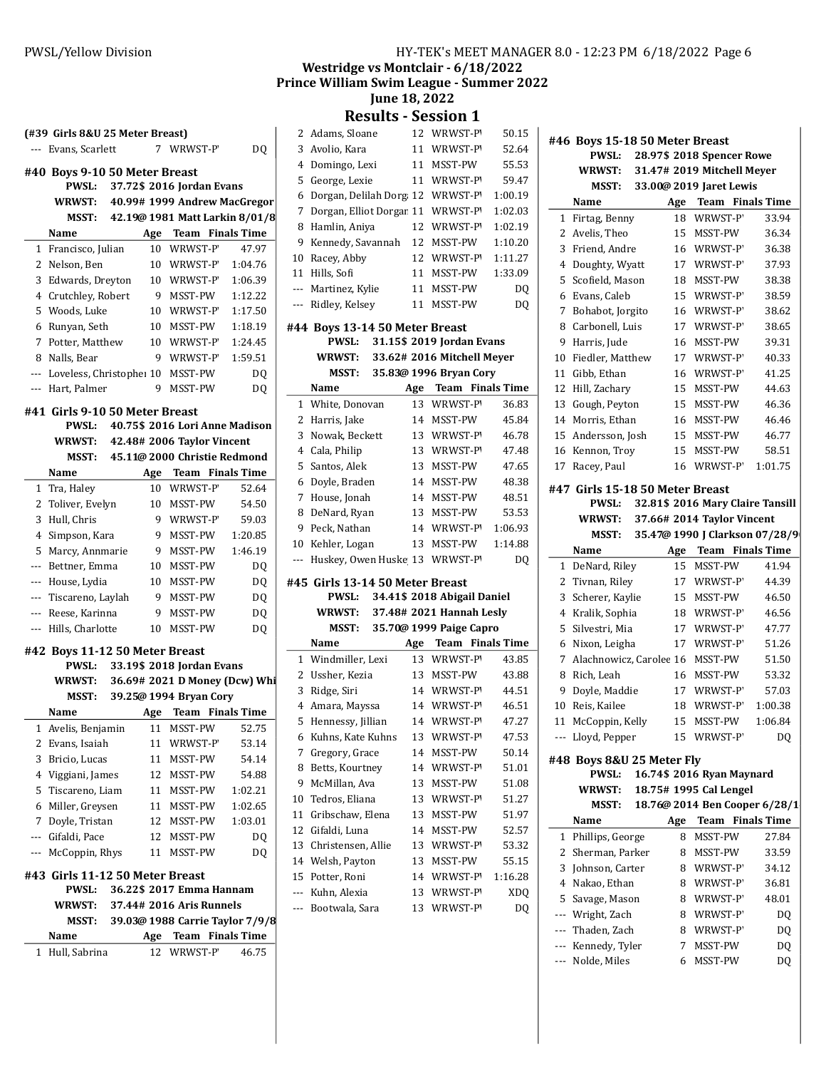Westridge vs Montclair - 6/18/2022
Prince William Swim League - Summer 2022
June 18, 2022

## Results - Session 1

### (#39 Girls 8&U 25 Meter Breast)

| | Name | Age | Team | Finals Time |
|---|---|---|---|---|
| --- | Evans, Scarlett | 7 | WRWST-P' | DQ |

### #40 Boys 9-10 50 Meter Breast

**PWSL:** 37.72$ 2016 Jordan Evans
**WRWST:** 40.99# 1999 Andrew MacGregor
**MSST:** 42.19@ 1981 Matt Larkin 8/01/8

| | Name | Age | Team | Finals Time |
|---|---|---|---|---|
| 1 | Francisco, Julian | 10 | WRWST-P' | 47.97 |
| 2 | Nelson, Ben | 10 | WRWST-P' | 1:04.76 |
| 3 | Edwards, Dreyton | 10 | WRWST-P' | 1:06.39 |
| 4 | Crutchley, Robert | 9 | MSST-PW | 1:12.22 |
| 5 | Woods, Luke | 10 | WRWST-P' | 1:17.50 |
| 6 | Runyan, Seth | 10 | MSST-PW | 1:18.19 |
| 7 | Potter, Matthew | 10 | WRWST-P' | 1:24.45 |
| 8 | Nalls, Bear | 9 | WRWST-P' | 1:59.51 |
| --- | Loveless, Christopher | 10 | MSST-PW | DQ |
| --- | Hart, Palmer | 9 | MSST-PW | DQ |

### #41 Girls 9-10 50 Meter Breast

**PWSL:** 40.75$ 2016 Lori Anne Madison
**WRWST:** 42.48# 2006 Taylor Vincent
**MSST:** 45.11@ 2000 Christie Redmond

| | Name | Age | Team | Finals Time |
|---|---|---|---|---|
| 1 | Tra, Haley | 10 | WRWST-P' | 52.64 |
| 2 | Toliver, Evelyn | 10 | MSST-PW | 54.50 |
| 3 | Hull, Chris | 9 | WRWST-P' | 59.03 |
| 4 | Simpson, Kara | 9 | MSST-PW | 1:20.85 |
| 5 | Marcy, Annmarie | 9 | MSST-PW | 1:46.19 |
| --- | Bettner, Emma | 10 | MSST-PW | DQ |
| --- | House, Lydia | 10 | MSST-PW | DQ |
| --- | Tiscareno, Laylah | 9 | MSST-PW | DQ |
| --- | Reese, Karinna | 9 | MSST-PW | DQ |
| --- | Hills, Charlotte | 10 | MSST-PW | DQ |

### #42 Boys 11-12 50 Meter Breast

**PWSL:** 33.19$ 2018 Jordan Evans
**WRWST:** 36.69# 2021 D Money (Dcw) Whi
**MSST:** 39.25@ 1994 Bryan Cory

| | Name | Age | Team | Finals Time |
|---|---|---|---|---|
| 1 | Avelis, Benjamin | 11 | MSST-PW | 52.75 |
| 2 | Evans, Isaiah | 11 | WRWST-P' | 53.14 |
| 3 | Bricio, Lucas | 11 | MSST-PW | 54.14 |
| 4 | Viggiani, James | 12 | MSST-PW | 54.88 |
| 5 | Tiscareno, Liam | 11 | MSST-PW | 1:02.21 |
| 6 | Miller, Greysen | 11 | MSST-PW | 1:02.65 |
| 7 | Doyle, Tristan | 12 | MSST-PW | 1:03.01 |
| --- | Gifaldi, Pace | 12 | MSST-PW | DQ |
| --- | McCoppin, Rhys | 11 | MSST-PW | DQ |

### #43 Girls 11-12 50 Meter Breast

**PWSL:** 36.22$ 2017 Emma Hannam
**WRWST:** 37.44# 2016 Aris Runnels
**MSST:** 39.03@ 1988 Carrie Taylor 7/9/8

| | Name | Age | Team | Finals Time |
|---|---|---|---|---|
| 1 | Hull, Sabrina | 12 | WRWST-P' | 46.75 |
| 2 | Adams, Sloane | 12 | WRWST-P' | 50.15 |
| 3 | Avolio, Kara | 11 | WRWST-P' | 52.64 |
| 4 | Domingo, Lexi | 11 | MSST-PW | 55.53 |
| 5 | George, Lexie | 11 | WRWST-P' | 59.47 |
| 6 | Dorgan, Delilah Dorg | 12 | WRWST-P' | 1:00.19 |
| 7 | Dorgan, Elliot Dorgan | 11 | WRWST-P' | 1:02.03 |
| 8 | Hamlin, Aniya | 12 | WRWST-P' | 1:02.19 |
| 9 | Kennedy, Savannah | 12 | MSST-PW | 1:10.20 |
| 10 | Racey, Abby | 12 | WRWST-P' | 1:11.27 |
| 11 | Hills, Sofi | 11 | MSST-PW | 1:33.09 |
| --- | Martinez, Kylie | 11 | MSST-PW | DQ |
| --- | Ridley, Kelsey | 11 | MSST-PW | DQ |

### #44 Boys 13-14 50 Meter Breast

**PWSL:** 31.15$ 2019 Jordan Evans
**WRWST:** 33.62# 2016 Mitchell Meyer
**MSST:** 35.83@ 1996 Bryan Cory

| | Name | Age | Team | Finals Time |
|---|---|---|---|---|
| 1 | White, Donovan | 13 | WRWST-P' | 36.83 |
| 2 | Harris, Jake | 14 | MSST-PW | 45.84 |
| 3 | Nowak, Beckett | 13 | WRWST-P' | 46.78 |
| 4 | Cala, Philip | 13 | WRWST-P' | 47.48 |
| 5 | Santos, Alek | 13 | MSST-PW | 47.65 |
| 6 | Doyle, Braden | 14 | MSST-PW | 48.38 |
| 7 | House, Jonah | 14 | MSST-PW | 48.51 |
| 8 | DeNard, Ryan | 13 | MSST-PW | 53.53 |
| 9 | Peck, Nathan | 14 | WRWST-P' | 1:06.93 |
| 10 | Kehler, Logan | 13 | MSST-PW | 1:14.88 |
| --- | Huskey, Owen Huske | 13 | WRWST-P' | DQ |

### #45 Girls 13-14 50 Meter Breast

**PWSL:** 34.41$ 2018 Abigail Daniel
**WRWST:** 37.48# 2021 Hannah Lesly
**MSST:** 35.70@ 1999 Paige Capro

| | Name | Age | Team | Finals Time |
|---|---|---|---|---|
| 1 | Windmiller, Lexi | 13 | WRWST-P' | 43.85 |
| 2 | Ussher, Kezia | 13 | MSST-PW | 43.88 |
| 3 | Ridge, Siri | 14 | WRWST-P' | 44.51 |
| 4 | Amara, Mayssa | 14 | WRWST-P' | 46.51 |
| 5 | Hennessy, Jillian | 14 | WRWST-P' | 47.27 |
| 6 | Kuhns, Kate Kuhns | 13 | WRWST-P' | 47.53 |
| 7 | Gregory, Grace | 14 | MSST-PW | 50.14 |
| 8 | Betts, Kourtney | 14 | WRWST-P' | 51.01 |
| 9 | McMillan, Ava | 13 | MSST-PW | 51.08 |
| 10 | Tedros, Eliana | 13 | WRWST-P' | 51.27 |
| 11 | Gribschaw, Elena | 13 | MSST-PW | 51.97 |
| 12 | Gifaldi, Luna | 14 | MSST-PW | 52.57 |
| 13 | Christensen, Allie | 13 | WRWST-P' | 53.32 |
| 14 | Welsh, Payton | 13 | MSST-PW | 55.15 |
| 15 | Potter, Roni | 14 | WRWST-P' | 1:16.28 |
| --- | Kuhn, Alexia | 13 | WRWST-P' | XDQ |
| --- | Bootwala, Sara | 13 | WRWST-P' | DQ |

### #46 Boys 15-18 50 Meter Breast

**PWSL:** 28.97$ 2018 Spencer Rowe
**WRWST:** 31.47# 2019 Mitchell Meyer
**MSST:** 33.00@ 2019 Jaret Lewis

| | Name | Age | Team | Finals Time |
|---|---|---|---|---|
| 1 | Firtag, Benny | 18 | WRWST-P' | 33.94 |
| 2 | Avelis, Theo | 15 | MSST-PW | 36.34 |
| 3 | Friend, Andre | 16 | WRWST-P' | 36.38 |
| 4 | Doughty, Wyatt | 17 | WRWST-P' | 37.93 |
| 5 | Scofield, Mason | 18 | MSST-PW | 38.38 |
| 6 | Evans, Caleb | 15 | WRWST-P' | 38.59 |
| 7 | Bohabot, Jorgito | 16 | WRWST-P' | 38.62 |
| 8 | Carbonell, Luis | 17 | WRWST-P' | 38.65 |
| 9 | Harris, Jude | 16 | MSST-PW | 39.31 |
| 10 | Fiedler, Matthew | 17 | WRWST-P' | 40.33 |
| 11 | Gibb, Ethan | 16 | WRWST-P' | 41.25 |
| 12 | Hill, Zachary | 15 | MSST-PW | 44.63 |
| 13 | Gough, Peyton | 15 | MSST-PW | 46.36 |
| 14 | Morris, Ethan | 16 | MSST-PW | 46.46 |
| 15 | Andersson, Josh | 15 | MSST-PW | 46.77 |
| 16 | Kennon, Troy | 15 | MSST-PW | 58.51 |
| 17 | Racey, Paul | 16 | WRWST-P' | 1:01.75 |

### #47 Girls 15-18 50 Meter Breast

**PWSL:** 32.81$ 2016 Mary Claire Tansill
**WRWST:** 37.66# 2014 Taylor Vincent
**MSST:** 35.47@ 1990 J Clarkson 07/28/9

| | Name | Age | Team | Finals Time |
|---|---|---|---|---|
| 1 | DeNard, Riley | 15 | MSST-PW | 41.94 |
| 2 | Tivnan, Riley | 17 | WRWST-P' | 44.39 |
| 3 | Scherer, Kaylie | 15 | MSST-PW | 46.50 |
| 4 | Kralik, Sophia | 18 | WRWST-P' | 46.56 |
| 5 | Silvestri, Mia | 17 | WRWST-P' | 47.77 |
| 6 | Nixon, Leigha | 17 | WRWST-P' | 51.26 |
| 7 | Alachnowicz, Carolee | 16 | MSST-PW | 51.50 |
| 8 | Rich, Leah | 16 | MSST-PW | 53.32 |
| 9 | Doyle, Maddie | 17 | WRWST-P' | 57.03 |
| 10 | Reis, Kailee | 18 | WRWST-P' | 1:00.38 |
| 11 | McCoppin, Kelly | 15 | MSST-PW | 1:06.84 |
| --- | Lloyd, Pepper | 15 | WRWST-P' | DQ |

### #48 Boys 8&U 25 Meter Fly

**PWSL:** 16.74$ 2016 Ryan Maynard
**WRWST:** 18.75# 1995 Cal Lengel
**MSST:** 18.76@ 2014 Ben Cooper 6/28/1

| | Name | Age | Team | Finals Time |
|---|---|---|---|---|
| 1 | Phillips, George | 8 | MSST-PW | 27.84 |
| 2 | Sherman, Parker | 8 | MSST-PW | 33.59 |
| 3 | Johnson, Carter | 8 | WRWST-P' | 34.12 |
| 4 | Nakao, Ethan | 8 | WRWST-P' | 36.81 |
| 5 | Savage, Mason | 8 | WRWST-P' | 48.01 |
| --- | Wright, Zach | 8 | WRWST-P' | DQ |
| --- | Thaden, Zach | 8 | WRWST-P' | DQ |
| --- | Kennedy, Tyler | 7 | MSST-PW | DQ |
| --- | Nolde, Miles | 6 | MSST-PW | DQ |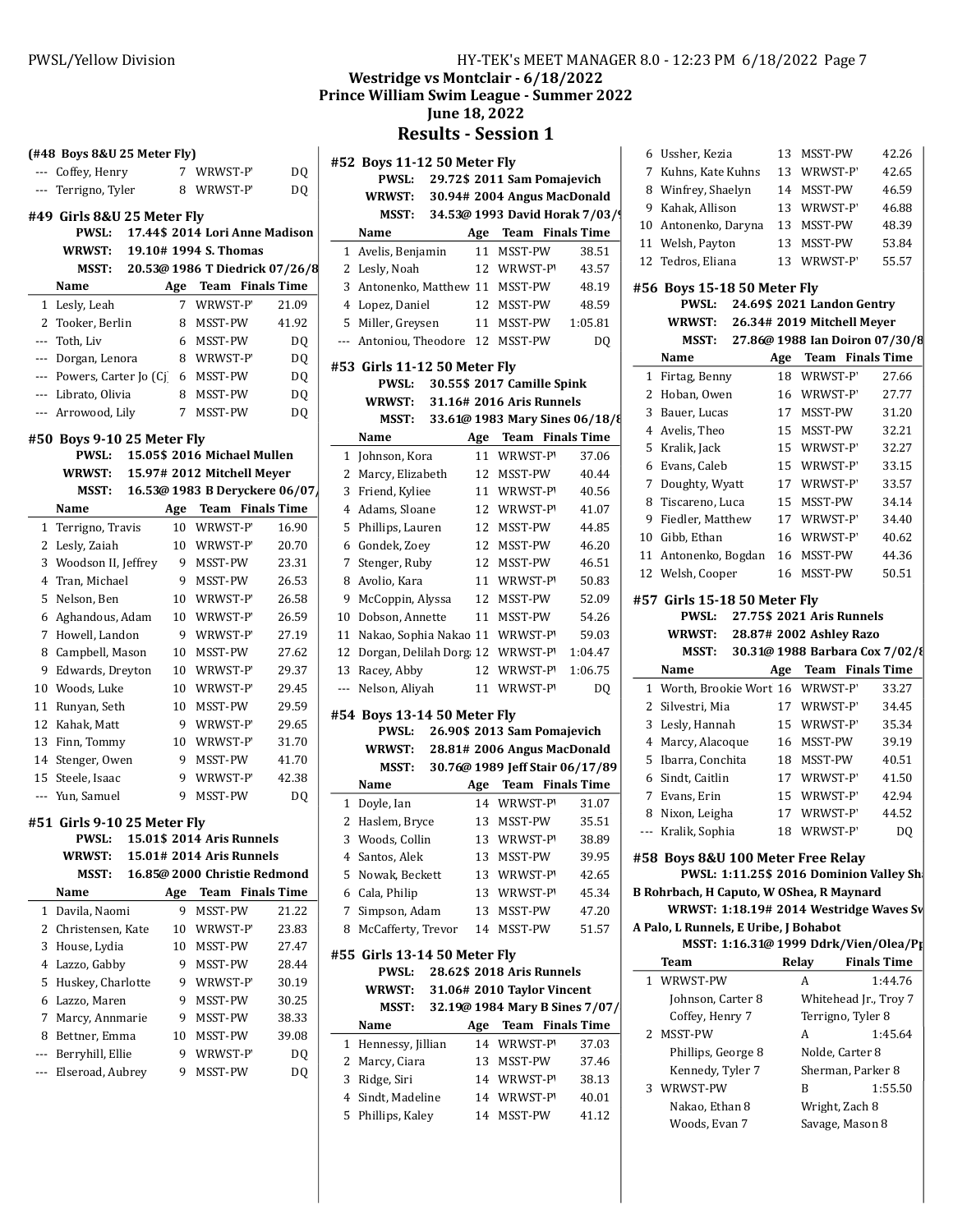## Westridge vs Montclair - 6/18/2022
## Prince William Swim League - Summer 2022
## June 18, 2022
# Results - Session 1

### (#48 Boys 8&U 25 Meter Fly)

| | Name | Age | Team | Finals Time |
|---|---|---|---|---|
| --- | Coffey, Henry | 7 | WRWST-P' | DQ |
| --- | Terrigno, Tyler | 8 | WRWST-P' | DQ |

### #49 Girls 8&U 25 Meter Fly

PWSL: 17.44$ 2014 Lori Anne Madison
WRWST: 19.10# 1994 S. Thomas
MSST: 20.53@ 1986 T Diedrick 07/26/8

| | Name | Age | Team | Finals Time |
|---|---|---|---|---|
| 1 | Lesly, Leah | 7 | WRWST-P' | 21.09 |
| 2 | Tooker, Berlin | 8 | MSST-PW | 41.92 |
| --- | Toth, Liv | 6 | MSST-PW | DQ |
| --- | Dorgan, Lenora | 8 | WRWST-P' | DQ |
| --- | Powers, Carter Jo (Cj | 6 | MSST-PW | DQ |
| --- | Librato, Olivia | 8 | MSST-PW | DQ |
| --- | Arrowood, Lily | 7 | MSST-PW | DQ |

### #50 Boys 9-10 25 Meter Fly

PWSL: 15.05$ 2016 Michael Mullen
WRWST: 15.97# 2012 Mitchell Meyer
MSST: 16.53@ 1983 B Deryckere 06/07/

| | Name | Age | Team | Finals Time |
|---|---|---|---|---|
| 1 | Terrigno, Travis | 10 | WRWST-P' | 16.90 |
| 2 | Lesly, Zaiah | 10 | WRWST-P' | 20.70 |
| 3 | Woodson II, Jeffrey | 9 | MSST-PW | 23.31 |
| 4 | Tran, Michael | 9 | MSST-PW | 26.53 |
| 5 | Nelson, Ben | 10 | WRWST-P' | 26.58 |
| 6 | Aghandous, Adam | 10 | WRWST-P' | 26.59 |
| 7 | Howell, Landon | 9 | WRWST-P' | 27.19 |
| 8 | Campbell, Mason | 10 | MSST-PW | 27.62 |
| 9 | Edwards, Dreyton | 10 | WRWST-P' | 29.37 |
| 10 | Woods, Luke | 10 | WRWST-P' | 29.45 |
| 11 | Runyan, Seth | 10 | MSST-PW | 29.59 |
| 12 | Kahak, Matt | 9 | WRWST-P' | 29.65 |
| 13 | Finn, Tommy | 10 | WRWST-P' | 31.70 |
| 14 | Stenger, Owen | 9 | MSST-PW | 41.70 |
| 15 | Steele, Isaac | 9 | WRWST-P' | 42.38 |
| --- | Yun, Samuel | 9 | MSST-PW | DQ |

### #51 Girls 9-10 25 Meter Fly

PWSL: 15.01$ 2014 Aris Runnels
WRWST: 15.01# 2014 Aris Runnels
MSST: 16.85@ 2000 Christie Redmond

| | Name | Age | Team | Finals Time |
|---|---|---|---|---|
| 1 | Davila, Naomi | 9 | MSST-PW | 21.22 |
| 2 | Christensen, Kate | 10 | WRWST-P' | 23.83 |
| 3 | House, Lydia | 10 | MSST-PW | 27.47 |
| 4 | Lazzo, Gabby | 9 | MSST-PW | 28.44 |
| 5 | Huskey, Charlotte | 9 | WRWST-P' | 30.19 |
| 6 | Lazzo, Maren | 9 | MSST-PW | 30.25 |
| 7 | Marcy, Annmarie | 9 | MSST-PW | 38.33 |
| 8 | Bettner, Emma | 10 | MSST-PW | 39.08 |
| --- | Berryhill, Ellie | 9 | WRWST-P' | DQ |
| --- | Elseroad, Aubrey | 9 | MSST-PW | DQ |

### #52 Boys 11-12 50 Meter Fly

PWSL: 29.72$ 2011 Sam Pomajevich
WRWST: 30.94# 2004 Angus MacDonald
MSST: 34.53@ 1993 David Horak 7/03/9

| | Name | Age | Team | Finals Time |
|---|---|---|---|---|
| 1 | Avelis, Benjamin | 11 | MSST-PW | 38.51 |
| 2 | Lesly, Noah | 12 | WRWST-P' | 43.57 |
| 3 | Antonenko, Matthew | 11 | MSST-PW | 48.19 |
| 4 | Lopez, Daniel | 12 | MSST-PW | 48.59 |
| 5 | Miller, Greysen | 11 | MSST-PW | 1:05.81 |
| --- | Antoniou, Theodore | 12 | MSST-PW | DQ |

### #53 Girls 11-12 50 Meter Fly

PWSL: 30.55$ 2017 Camille Spink
WRWST: 31.16# 2016 Aris Runnels
MSST: 33.61@ 1983 Mary Sines 06/18/8

| | Name | Age | Team | Finals Time |
|---|---|---|---|---|
| 1 | Johnson, Kora | 11 | WRWST-P' | 37.06 |
| 2 | Marcy, Elizabeth | 12 | MSST-PW | 40.44 |
| 3 | Friend, Kyliee | 11 | WRWST-P' | 40.56 |
| 4 | Adams, Sloane | 12 | WRWST-P' | 41.07 |
| 5 | Phillips, Lauren | 12 | MSST-PW | 44.85 |
| 6 | Gondek, Zoey | 12 | MSST-PW | 46.20 |
| 7 | Stenger, Ruby | 12 | MSST-PW | 46.51 |
| 8 | Avolio, Kara | 11 | WRWST-P' | 50.83 |
| 9 | McCoppin, Alyssa | 12 | MSST-PW | 52.09 |
| 10 | Dobson, Annette | 11 | MSST-PW | 54.26 |
| 11 | Nakao, Sophia Nakao | 11 | WRWST-P' | 59.03 |
| 12 | Dorgan, Delilah Dorg | 12 | WRWST-P' | 1:04.47 |
| 13 | Racey, Abby | 12 | WRWST-P' | 1:06.75 |
| --- | Nelson, Aliyah | 11 | WRWST-P' | DQ |

### #54 Boys 13-14 50 Meter Fly

PWSL: 26.90$ 2013 Sam Pomajevich
WRWST: 28.81# 2006 Angus MacDonald
MSST: 30.76@ 1989 Jeff Stair 06/17/89

| | Name | Age | Team | Finals Time |
|---|---|---|---|---|
| 1 | Doyle, Ian | 14 | WRWST-P' | 31.07 |
| 2 | Haslem, Bryce | 13 | MSST-PW | 35.51 |
| 3 | Woods, Collin | 13 | WRWST-P' | 38.89 |
| 4 | Santos, Alek | 13 | MSST-PW | 39.95 |
| 5 | Nowak, Beckett | 13 | WRWST-P' | 42.65 |
| 6 | Cala, Philip | 13 | WRWST-P' | 45.34 |
| 7 | Simpson, Adam | 13 | MSST-PW | 47.20 |
| 8 | McCafferty, Trevor | 14 | MSST-PW | 51.57 |

### #55 Girls 13-14 50 Meter Fly

PWSL: 28.62$ 2018 Aris Runnels
WRWST: 31.06# 2010 Taylor Vincent
MSST: 32.19@ 1984 Mary B Sines 7/07/

| | Name | Age | Team | Finals Time |
|---|---|---|---|---|
| 1 | Hennessy, Jillian | 14 | WRWST-P' | 37.03 |
| 2 | Marcy, Ciara | 13 | MSST-PW | 37.46 |
| 3 | Ridge, Siri | 14 | WRWST-P' | 38.13 |
| 4 | Sindt, Madeline | 14 | WRWST-P' | 40.01 |
| 5 | Phillips, Kaley | 14 | MSST-PW | 41.12 |
| 6 | Ussher, Kezia | 13 | MSST-PW | 42.26 |
| 7 | Kuhns, Kate Kuhns | 13 | WRWST-P' | 42.65 |
| 8 | Winfrey, Shaelyn | 14 | MSST-PW | 46.59 |
| 9 | Kahak, Allison | 13 | WRWST-P' | 46.88 |
| 10 | Antonenko, Daryna | 13 | MSST-PW | 48.39 |
| 11 | Welsh, Payton | 13 | MSST-PW | 53.84 |
| 12 | Tedros, Eliana | 13 | WRWST-P' | 55.57 |

### #56 Boys 15-18 50 Meter Fly

PWSL: 24.69$ 2021 Landon Gentry
WRWST: 26.34# 2019 Mitchell Meyer
MSST: 27.86@ 1988 Ian Doiron 07/30/8

| | Name | Age | Team | Finals Time |
|---|---|---|---|---|
| 1 | Firtag, Benny | 18 | WRWST-P' | 27.66 |
| 2 | Hoban, Owen | 16 | WRWST-P' | 27.77 |
| 3 | Bauer, Lucas | 17 | MSST-PW | 31.20 |
| 4 | Avelis, Theo | 15 | MSST-PW | 32.21 |
| 5 | Kralik, Jack | 15 | WRWST-P' | 32.27 |
| 6 | Evans, Caleb | 15 | WRWST-P' | 33.15 |
| 7 | Doughty, Wyatt | 17 | WRWST-P' | 33.57 |
| 8 | Tiscareno, Luca | 15 | MSST-PW | 34.14 |
| 9 | Fiedler, Matthew | 17 | WRWST-P' | 34.40 |
| 10 | Gibb, Ethan | 16 | WRWST-P' | 40.62 |
| 11 | Antonenko, Bogdan | 16 | MSST-PW | 44.36 |
| 12 | Welsh, Cooper | 16 | MSST-PW | 50.51 |

### #57 Girls 15-18 50 Meter Fly

PWSL: 27.75$ 2021 Aris Runnels
WRWST: 28.87# 2002 Ashley Razo
MSST: 30.31@ 1988 Barbara Cox 7/02/8

| | Name | Age | Team | Finals Time |
|---|---|---|---|---|
| 1 | Worth, Brookie Wort | 16 | WRWST-P' | 33.27 |
| 2 | Silvestri, Mia | 17 | WRWST-P' | 34.45 |
| 3 | Lesly, Hannah | 15 | WRWST-P' | 35.34 |
| 4 | Marcy, Alacoque | 16 | MSST-PW | 39.19 |
| 5 | Ibarra, Conchita | 18 | MSST-PW | 40.51 |
| 6 | Sindt, Caitlin | 17 | WRWST-P' | 41.50 |
| 7 | Evans, Erin | 15 | WRWST-P' | 42.94 |
| 8 | Nixon, Leigha | 17 | WRWST-P' | 44.52 |
| --- | Kralik, Sophia | 18 | WRWST-P' | DQ |

### #58 Boys 8&U 100 Meter Free Relay

PWSL: 1:11.25$ 2016 Dominion Valley Sh
B Rohrbach, H Caputo, W OShea, R Maynard
WRWST: 1:18.19# 2014 Westridge Waves Sv
A Palo, L Runnels, E Uribe, J Bohabot
MSST: 1:16.31@ 1999 Ddrk/Vien/Olea/Pp

| | Team | Relay | Finals Time |
|---|---|---|---|
| 1 | WRWST-PW | A | 1:44.76 |
| | Johnson, Carter 8 | Whitehead Jr., Troy 7 | |
| | Coffey, Henry 7 | Terrigno, Tyler 8 | |
| 2 | MSST-PW | A | 1:45.64 |
| | Phillips, George 8 | Nolde, Carter 8 | |
| | Kennedy, Tyler 7 | Sherman, Parker 8 | |
| 3 | WRWST-PW | B | 1:55.50 |
| | Nakao, Ethan 8 | Wright, Zach 8 | |
| | Woods, Evan 7 | Savage, Mason 8 | |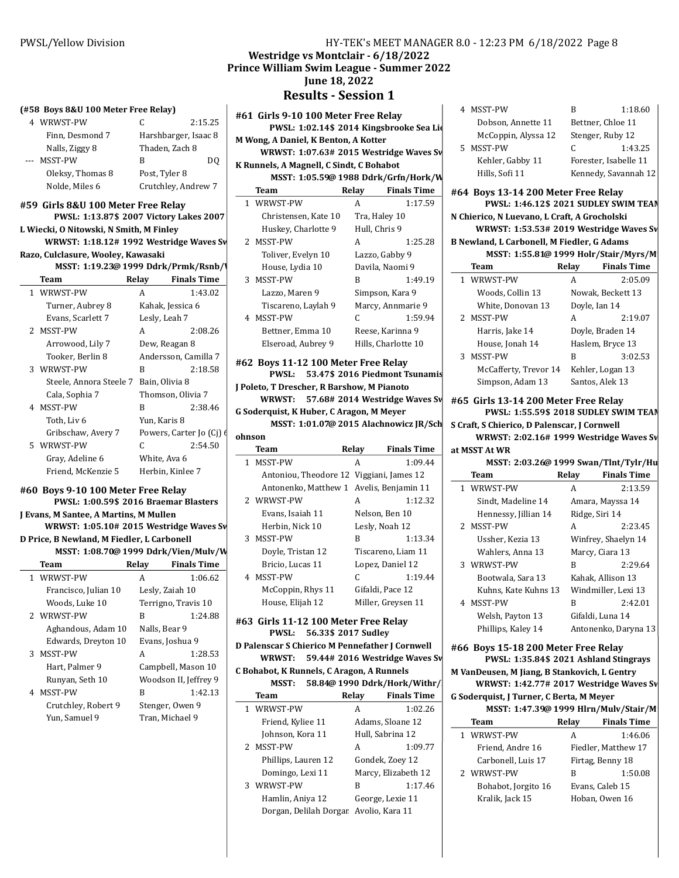## Westridge vs Montclair - 6/18/2022
## Prince William Swim League - Summer 2022
## June 18, 2022
## Results - Session 1

### (#58 Boys 8&U 100 Meter Free Relay)

| | Team | Relay | Finals Time |
|---|---|---|---|
| 4 | WRWST-PW | C | 2:15.25 |
| | Finn, Desmond 7 | Harshbarger, Isaac 8 | |
| | Nalls, Ziggy 8 | Thaden, Zach 8 | |
| --- | MSST-PW | B | DQ |
| | Oleksy, Thomas 8 | Post, Tyler 8 | |
| | Nolde, Miles 6 | Crutchley, Andrew 7 | |

### #59 Girls 8&U 100 Meter Free Relay

**PWSL: 1:13.87$ 2007 Victory Lakes 2007**
**L Wiecki, O Nitowski, N Smith, M Finley**
**WRWST: 1:18.12# 1992 Westridge Waves Sv**
**Razo, Culclasure, Wooley, Kawasaki**
**MSST: 1:19.23@ 1999 Ddrk/Prmk/Rsnb/**

| | Team | Relay | Finals Time |
|---|---|---|---|
| 1 | WRWST-PW | A | 1:43.02 |
| | Turner, Aubrey 8 | Kahak, Jessica 6 | |
| | Evans, Scarlett 7 | Lesly, Leah 7 | |
| 2 | MSST-PW | A | 2:08.26 |
| | Arrowood, Lily 7 | Dew, Reagan 8 | |
| | Tooker, Berlin 8 | Andersson, Camilla 7 | |
| 3 | WRWST-PW | B | 2:18.58 |
| | Steele, Annora Steele 7 | Bain, Olivia 8 | |
| | Cala, Sophia 7 | Thomson, Olivia 7 | |
| 4 | MSST-PW | B | 2:38.46 |
| | Toth, Liv 6 | Yun, Karis 8 | |
| | Gribschaw, Avery 7 | Powers, Carter Jo (Cj) 6 | |
| 5 | WRWST-PW | C | 2:54.50 |
| | Gray, Adeline 6 | White, Ava 6 | |
| | Friend, McKenzie 5 | Herbin, Kinlee 7 | |

### #60 Boys 9-10 100 Meter Free Relay

**PWSL: 1:00.59$ 2016 Braemar Blasters**
**J Evans, M Santee, A Martins, M Mullen**
**WRWST: 1:05.10# 2015 Westridge Waves Sv**
**D Price, B Newland, M Fiedler, L Carbonell**
**MSST: 1:08.70@ 1999 Ddrk/Vien/Mulv/W**

| | Team | Relay | Finals Time |
|---|---|---|---|
| 1 | WRWST-PW | A | 1:06.62 |
| | Francisco, Julian 10 | Lesly, Zaiah 10 | |
| | Woods, Luke 10 | Terrigno, Travis 10 | |
| 2 | WRWST-PW | B | 1:24.88 |
| | Aghandous, Adam 10 | Nalls, Bear 9 | |
| | Edwards, Dreyton 10 | Evans, Joshua 9 | |
| 3 | MSST-PW | A | 1:28.53 |
| | Hart, Palmer 9 | Campbell, Mason 10 | |
| | Runyan, Seth 10 | Woodson II, Jeffrey 9 | |
| 4 | MSST-PW | B | 1:42.13 |
| | Crutchley, Robert 9 | Stenger, Owen 9 | |
| | Yun, Samuel 9 | Tran, Michael 9 | |

### #61 Girls 9-10 100 Meter Free Relay

**PWSL: 1:02.14$ 2014 Kingsbrooke Sea Li**
**M Wong, A Daniel, K Benton, A Kotter**
**WRWST: 1:07.63# 2015 Westridge Waves Sv**
**K Runnels, A Magnell, C Sindt, C Bohabot**
**MSST: 1:05.59@ 1988 Ddrk/Grfn/Hork/W**

| | Team | Relay | Finals Time |
|---|---|---|---|
| 1 | WRWST-PW | A | 1:17.59 |
| | Christensen, Kate 10 | Tra, Haley 10 | |
| | Huskey, Charlotte 9 | Hull, Chris 9 | |
| 2 | MSST-PW | A | 1:25.28 |
| | Toliver, Evelyn 10 | Lazzo, Gabby 9 | |
| | House, Lydia 10 | Davila, Naomi 9 | |
| 3 | MSST-PW | B | 1:49.19 |
| | Lazzo, Maren 9 | Simpson, Kara 9 | |
| | Tiscareno, Laylah 9 | Marcy, Annmarie 9 | |
| 4 | MSST-PW | C | 1:59.94 |
| | Bettner, Emma 10 | Reese, Karinna 9 | |
| | Elseroad, Aubrey 9 | Hills, Charlotte 10 | |

### #62 Boys 11-12 100 Meter Free Relay

**PWSL: 53.47$ 2016 Piedmont Tsunamis**
**J Poleto, T Drescher, R Barshow, M Pianoto**
**WRWST: 57.68# 2014 Westridge Waves Sv**
**G Soderquist, K Huber, C Aragon, M Meyer**
**MSST: 1:01.07@ 2015 Alachnowicz JR/Sch ohnson**

| | Team | Relay | Finals Time |
|---|---|---|---|
| 1 | MSST-PW | A | 1:09.44 |
| | Antoniou, Theodore 12 | Viggiani, James 12 | |
| | Antonenko, Matthew 1 | Avelis, Benjamin 11 | |
| 2 | WRWST-PW | A | 1:12.32 |
| | Evans, Isaiah 11 | Nelson, Ben 10 | |
| | Herbin, Nick 10 | Lesly, Noah 12 | |
| 3 | MSST-PW | B | 1:13.34 |
| | Doyle, Tristan 12 | Tiscareno, Liam 11 | |
| | Bricio, Lucas 11 | Lopez, Daniel 12 | |
| 4 | MSST-PW | C | 1:19.44 |
| | McCoppin, Rhys 11 | Gifaldi, Pace 12 | |
| | House, Elijah 12 | Miller, Greysen 11 | |

### #63 Girls 11-12 100 Meter Free Relay

**PWSL: 56.33$ 2017 Sudley**
**D Palenscar S Chierico M Pennefather J Cornwell**
**WRWST: 59.44# 2016 Westridge Waves Sv**
**C Bohabot, K Runnels, C Aragon, A Runnels**
**MSST: 58.84@ 1990 Ddrk/Hork/Withr/**

| | Team | Relay | Finals Time |
|---|---|---|---|
| 1 | WRWST-PW | A | 1:02.26 |
| | Friend, Kyliee 11 | Adams, Sloane 12 | |
| | Johnson, Kora 11 | Hull, Sabrina 12 | |
| 2 | MSST-PW | A | 1:09.77 |
| | Phillips, Lauren 12 | Gondek, Zoey 12 | |
| | Domingo, Lexi 11 | Marcy, Elizabeth 12 | |
| 3 | WRWST-PW | B | 1:17.46 |
| | Hamlin, Aniya 12 | George, Lexie 11 | |
| | Dorgan, Delilah Dorgan | Avolio, Kara 11 | |
| 4 | MSST-PW | B | 1:18.60 |
| | Dobson, Annette 11 | Bettner, Chloe 11 | |
| | McCoppin, Alyssa 12 | Stenger, Ruby 12 | |
| 5 | MSST-PW | C | 1:43.25 |
| | Kehler, Gabby 11 | Forester, Isabelle 11 | |
| | Hills, Sofi 11 | Kennedy, Savannah 12 | |

### #64 Boys 13-14 200 Meter Free Relay

**PWSL: 1:46.12$ 2021 SUDLEY SWIM TEAM**
**N Chierico, N Luevano, L Craft, A Grocholski**
**WRWST: 1:53.53# 2019 Westridge Waves Sv**
**B Newland, L Carbonell, M Fiedler, G Adams**
**MSST: 1:55.81@ 1999 Holr/Stair/Myrs/M**

| | Team | Relay | Finals Time |
|---|---|---|---|
| 1 | WRWST-PW | A | 2:05.09 |
| | Woods, Collin 13 | Nowak, Beckett 13 | |
| | White, Donovan 13 | Doyle, Ian 14 | |
| 2 | MSST-PW | A | 2:19.07 |
| | Harris, Jake 14 | Doyle, Braden 14 | |
| | House, Jonah 14 | Haslem, Bryce 13 | |
| 3 | MSST-PW | B | 3:02.53 |
| | McCafferty, Trevor 14 | Kehler, Logan 13 | |
| | Simpson, Adam 13 | Santos, Alek 13 | |

### #65 Girls 13-14 200 Meter Free Relay

**PWSL: 1:55.59$ 2018 SUDLEY SWIM TEAM**
**S Craft, S Chierico, D Palenscar, J Cornwell**
**WRWST: 2:02.16# 1999 Westridge Waves Sv at MSST At WR**
**MSST: 2:03.26@ 1999 Swan/Tlnt/Tylr/Hu**

| | Team | Relay | Finals Time |
|---|---|---|---|
| 1 | WRWST-PW | A | 2:13.59 |
| | Sindt, Madeline 14 | Amara, Mayssa 14 | |
| | Hennessy, Jillian 14 | Ridge, Siri 14 | |
| 2 | MSST-PW | A | 2:23.45 |
| | Ussher, Kezia 13 | Winfrey, Shaelyn 14 | |
| | Wahlers, Anna 13 | Marcy, Ciara 13 | |
| 3 | WRWST-PW | B | 2:29.64 |
| | Bootwala, Sara 13 | Kahak, Allison 13 | |
| | Kuhns, Kate Kuhns 13 | Windmiller, Lexi 13 | |
| 4 | MSST-PW | B | 2:42.01 |
| | Welsh, Payton 13 | Gifaldi, Luna 14 | |
| | Phillips, Kaley 14 | Antonenko, Daryna 13 | |

### #66 Boys 15-18 200 Meter Free Relay

**PWSL: 1:35.84$ 2021 Ashland Stingrays**
**M VanDeusen, M Jiang, B Stankovich, L Gentry**
**WRWST: 1:42.77# 2017 Westridge Waves Sv**
**G Soderquist, J Turner, C Berta, M Meyer**
**MSST: 1:47.39@ 1999 Hlrn/Mulv/Stair/M**

| | Team | Relay | Finals Time |
|---|---|---|---|
| 1 | WRWST-PW | A | 1:46.06 |
| | Friend, Andre 16 | Fiedler, Matthew 17 | |
| | Carbonell, Luis 17 | Firtag, Benny 18 | |
| 2 | WRWST-PW | B | 1:50.08 |
| | Bohabot, Jorgito 16 | Evans, Caleb 15 | |
| | Kralik, Jack 15 | Hoban, Owen 16 | |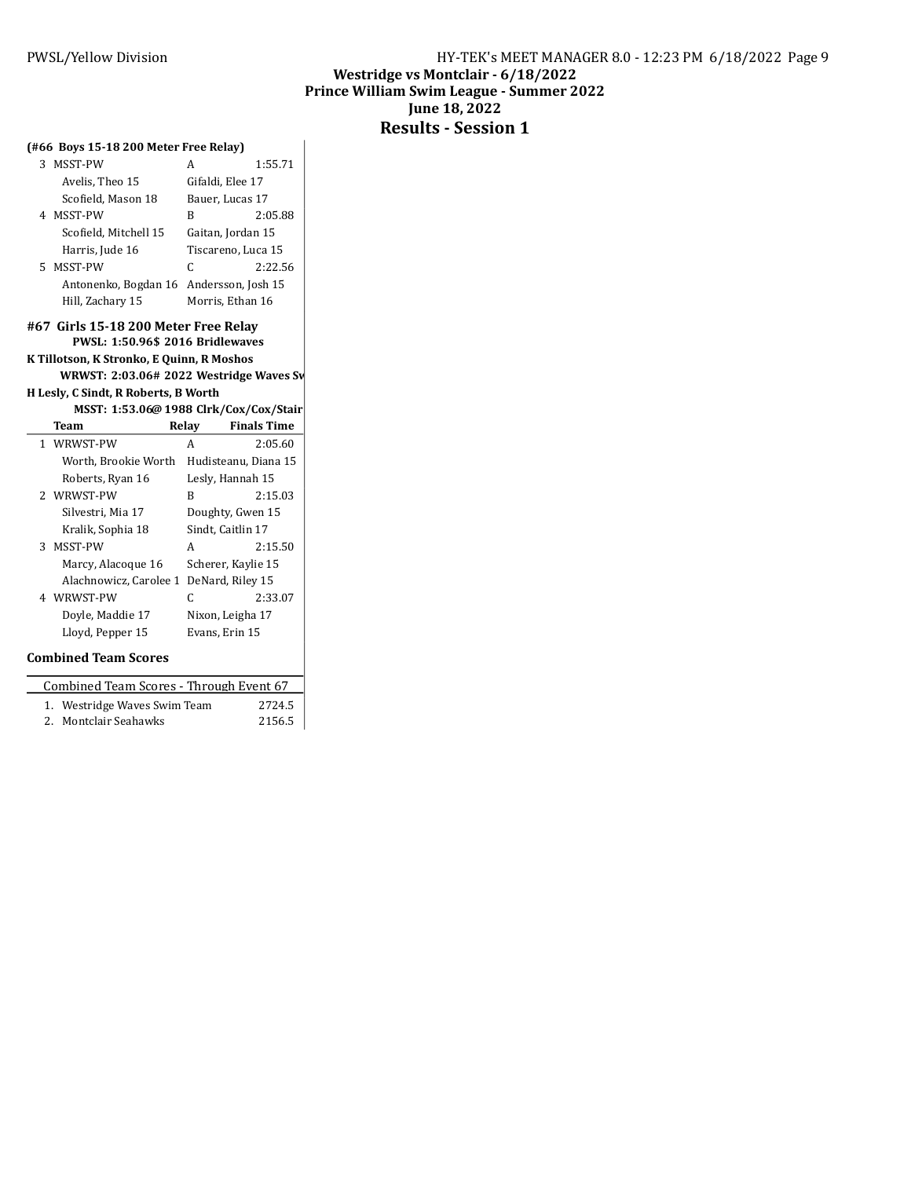**(#66 Boys 15-18 200 Meter Free Relay)**

| | | | |
|---|---|---|---|
| 3 | MSST-PW | A | 1:55.71 |
| | Avelis, Theo 15 | Gifaldi, Elee 17 | |
| | Scofield, Mason 18 | Bauer, Lucas 17 | |
| 4 | MSST-PW | B | 2:05.88 |
| | Scofield, Mitchell 15 | Gaitan, Jordan 15 | |
| | Harris, Jude 16 | Tiscareno, Luca 15 | |
| 5 | MSST-PW | C | 2:22.56 |
| | Antonenko, Bogdan 16 | Andersson, Josh 15 | |
| | Hill, Zachary 15 | Morris, Ethan 16 | |

### #67 Girls 15-18 200 Meter Free Relay

**PWSL: 1:50.96$ 2016 Bridlewaves**
**K Tillotson, K Stronko, E Quinn, R Moshos**
**WRWST: 2:03.06# 2022 Westridge Waves Sw**
**H Lesly, C Sindt, R Roberts, B Worth**
**MSST: 1:53.06@ 1988 Clrk/Cox/Cox/Stair**

| | Team | Relay | Finals Time |
|---|---|---|---|
| 1 | WRWST-PW | A | 2:05.60 |
| | Worth, Brookie Worth | Hudisteanu, Diana 15 | |
| | Roberts, Ryan 16 | Lesly, Hannah 15 | |
| 2 | WRWST-PW | B | 2:15.03 |
| | Silvestri, Mia 17 | Doughty, Gwen 15 | |
| | Kralik, Sophia 18 | Sindt, Caitlin 17 | |
| 3 | MSST-PW | A | 2:15.50 |
| | Marcy, Alacoque 16 | Scherer, Kaylie 15 | |
| | Alachnowicz, Carolee 1 | DeNard, Riley 15 | |
| 4 | WRWST-PW | C | 2:33.07 |
| | Doyle, Maddie 17 | Nixon, Leigha 17 | |
| | Lloyd, Pepper 15 | Evans, Erin 15 | |

### Combined Team Scores

| Combined Team Scores - Through Event 67 | | |
|---|---|---|
| 1. | Westridge Waves Swim Team | 2724.5 |
| 2. | Montclair Seahawks | 2156.5 |